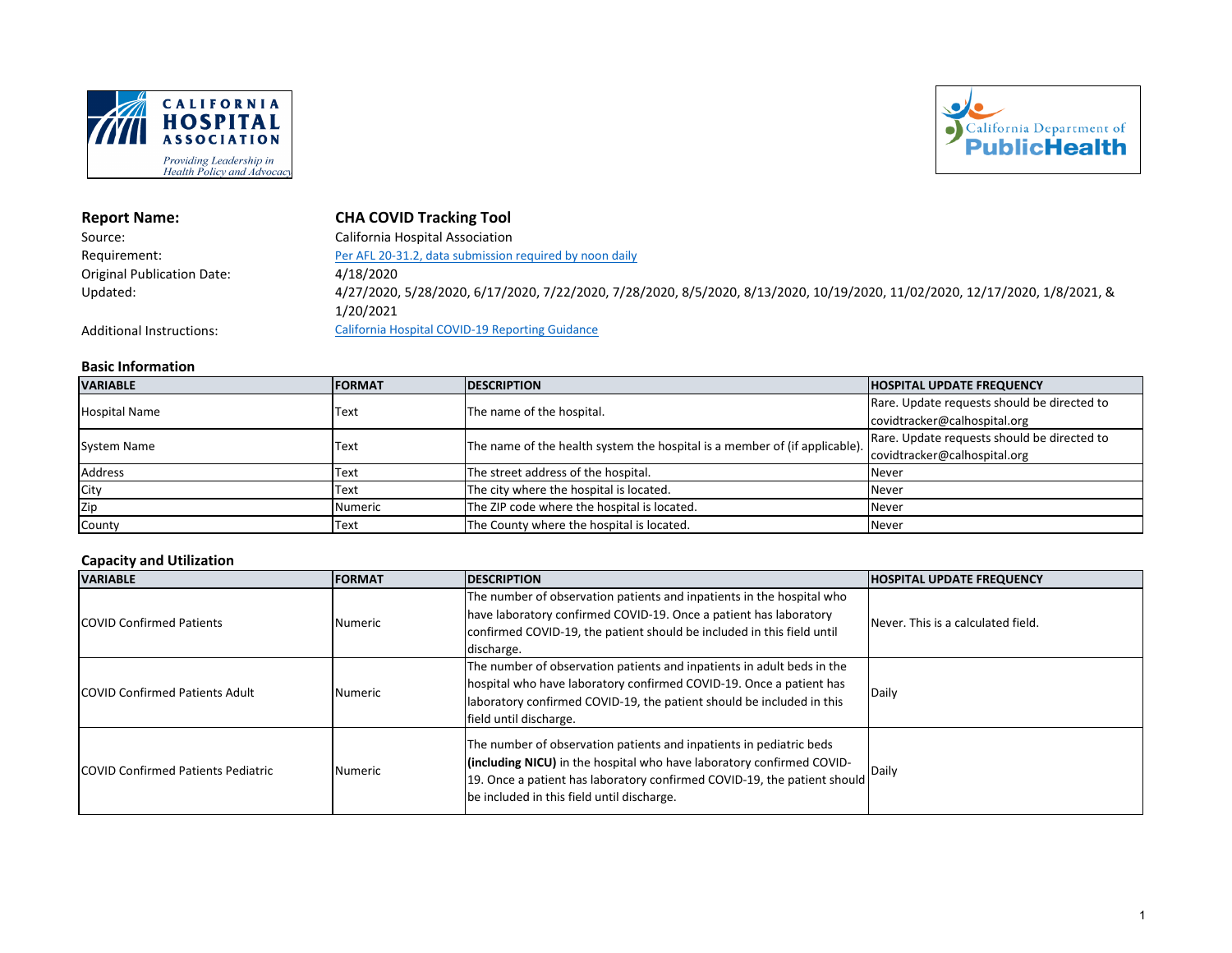**Report Name:** **CHA COVID Tracking Tool**

Source: California Hospital Association

Requirement: Per AFL 20-31.2, data submission required by noon daily

Original Publication Date: 4/18/2020

Updated: 4/27/2020, 5/28/2020, 6/17/2020, 7/22/2020, 7/28/2020, 8/5/2020, 8/13/2020, 10/19/2020, 11/02/2020, 12/17/2020, 1/8/2021, & 1/20/2021

Additional Instructions: California Hospital COVID-19 Reporting Guidance

## Basic Information

| VARIABLE | FORMAT | DESCRIPTION | HOSPITAL UPDATE FREQUENCY |
|---|---|---|---|
| Hospital Name | Text | The name of the hospital. | Rare. Update requests should be directed to covidtracker@calhospital.org |
| System Name | Text | The name of the health system the hospital is a member of (if applicable). | Rare. Update requests should be directed to covidtracker@calhospital.org |
| Address | Text | The street address of the hospital. | Never |
| City | Text | The city where the hospital is located. | Never |
| Zip | Numeric | The ZIP code where the hospital is located. | Never |
| County | Text | The County where the hospital is located. | Never |

## Capacity and Utilization

| VARIABLE | FORMAT | DESCRIPTION | HOSPITAL UPDATE FREQUENCY |
|---|---|---|---|
| COVID Confirmed Patients | Numeric | The number of observation patients and inpatients in the hospital who have laboratory confirmed COVID-19. Once a patient has laboratory confirmed COVID-19, the patient should be included in this field until discharge. | Never. This is a calculated field. |
| COVID Confirmed Patients Adult | Numeric | The number of observation patients and inpatients in adult beds in the hospital who have laboratory confirmed COVID-19. Once a patient has laboratory confirmed COVID-19, the patient should be included in this field until discharge. | Daily |
| COVID Confirmed Patients Pediatric | Numeric | The number of observation patients and inpatients in pediatric beds **(including NICU)** in the hospital who have laboratory confirmed COVID-19. Once a patient has laboratory confirmed COVID-19, the patient should be included in this field until discharge. | Daily |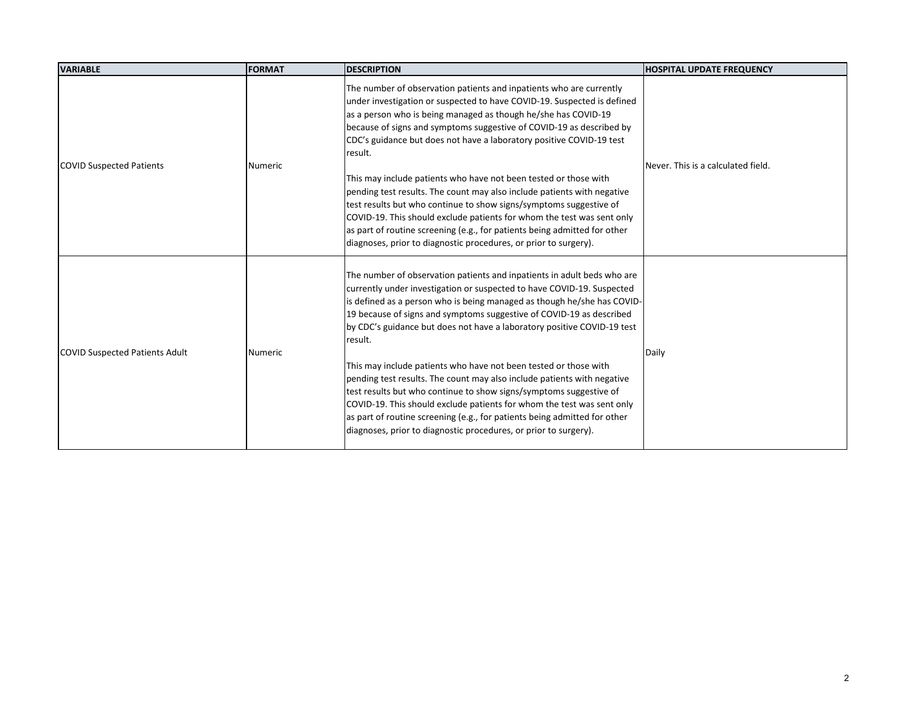| VARIABLE | FORMAT | DESCRIPTION | HOSPITAL UPDATE FREQUENCY |
|---|---|---|---|
| COVID Suspected Patients | Numeric | The number of observation patients and inpatients who are currently under investigation or suspected to have COVID-19. Suspected is defined as a person who is being managed as though he/she has COVID-19 because of signs and symptoms suggestive of COVID-19 as described by CDC's guidance but does not have a laboratory positive COVID-19 test result.<br><br>This may include patients who have not been tested or those with pending test results. The count may also include patients with negative test results but who continue to show signs/symptoms suggestive of COVID-19. This should exclude patients for whom the test was sent only as part of routine screening (e.g., for patients being admitted for other diagnoses, prior to diagnostic procedures, or prior to surgery). | Never. This is a calculated field. |
| COVID Suspected Patients Adult | Numeric | The number of observation patients and inpatients in adult beds who are currently under investigation or suspected to have COVID-19. Suspected is defined as a person who is being managed as though he/she has COVID-19 because of signs and symptoms suggestive of COVID-19 as described by CDC's guidance but does not have a laboratory positive COVID-19 test result.<br><br>This may include patients who have not been tested or those with pending test results. The count may also include patients with negative test results but who continue to show signs/symptoms suggestive of COVID-19. This should exclude patients for whom the test was sent only as part of routine screening (e.g., for patients being admitted for other diagnoses, prior to diagnostic procedures, or prior to surgery). | Daily |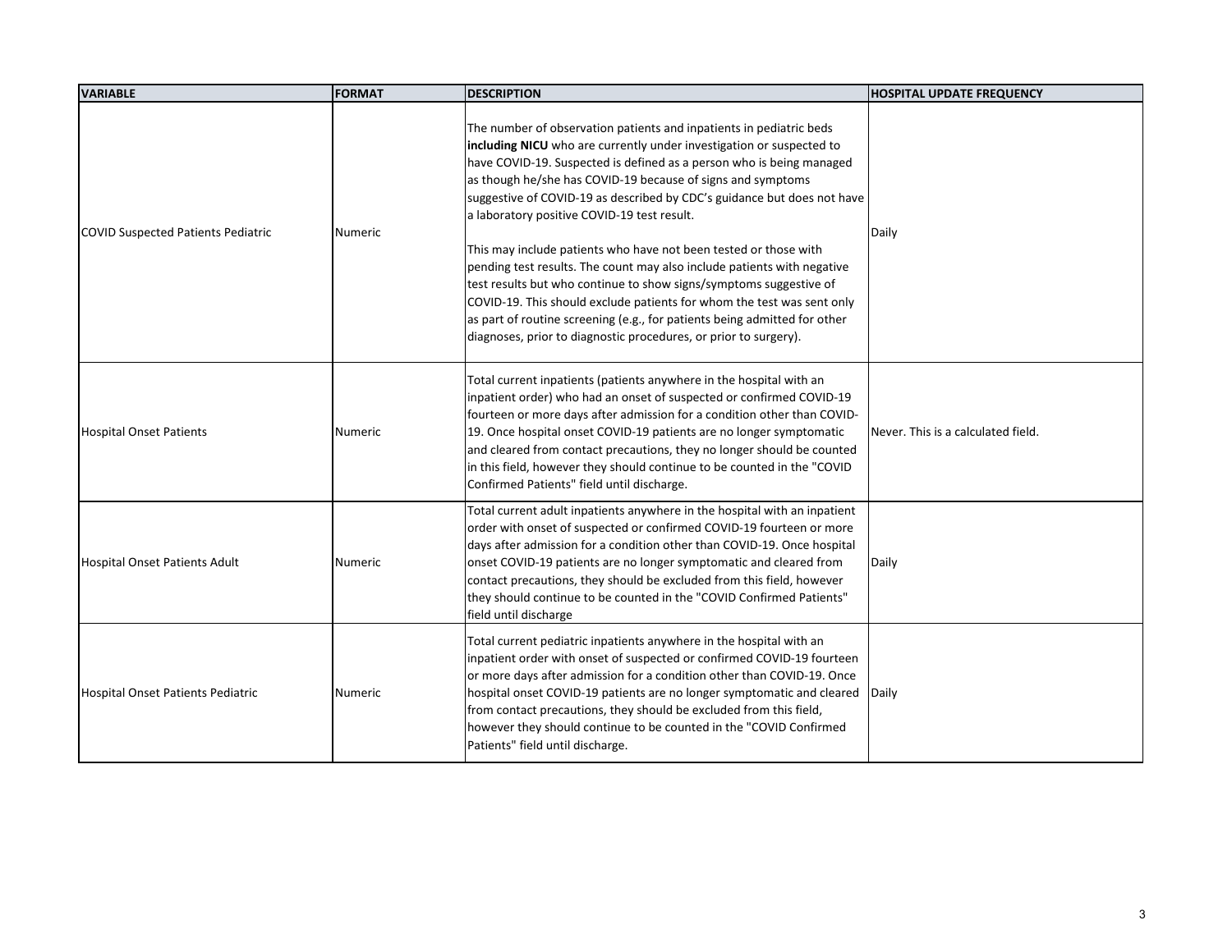| VARIABLE | FORMAT | DESCRIPTION | HOSPITAL UPDATE FREQUENCY |
|---|---|---|---|
| COVID Suspected Patients Pediatric | Numeric | The number of observation patients and inpatients in pediatric beds **including NICU** who are currently under investigation or suspected to have COVID-19. Suspected is defined as a person who is being managed as though he/she has COVID-19 because of signs and symptoms suggestive of COVID-19 as described by CDC's guidance but does not have a laboratory positive COVID-19 test result.<br><br>This may include patients who have not been tested or those with pending test results. The count may also include patients with negative test results but who continue to show signs/symptoms suggestive of COVID-19. This should exclude patients for whom the test was sent only as part of routine screening (e.g., for patients being admitted for other diagnoses, prior to diagnostic procedures, or prior to surgery). | Daily |
| Hospital Onset Patients | Numeric | Total current inpatients (patients anywhere in the hospital with an inpatient order) who had an onset of suspected or confirmed COVID-19 fourteen or more days after admission for a condition other than COVID-19. Once hospital onset COVID-19 patients are no longer symptomatic and cleared from contact precautions, they no longer should be counted in this field, however they should continue to be counted in the "COVID Confirmed Patients" field until discharge. | Never. This is a calculated field. |
| Hospital Onset Patients Adult | Numeric | Total current adult inpatients anywhere in the hospital with an inpatient order with onset of suspected or confirmed COVID-19 fourteen or more days after admission for a condition other than COVID-19. Once hospital onset COVID-19 patients are no longer symptomatic and cleared from contact precautions, they should be excluded from this field, however they should continue to be counted in the "COVID Confirmed Patients" field until discharge | Daily |
| Hospital Onset Patients Pediatric | Numeric | Total current pediatric inpatients anywhere in the hospital with an inpatient order with onset of suspected or confirmed COVID-19 fourteen or more days after admission for a condition other than COVID-19. Once hospital onset COVID-19 patients are no longer symptomatic and cleared from contact precautions, they should be excluded from this field, however they should continue to be counted in the "COVID Confirmed Patients" field until discharge. | Daily |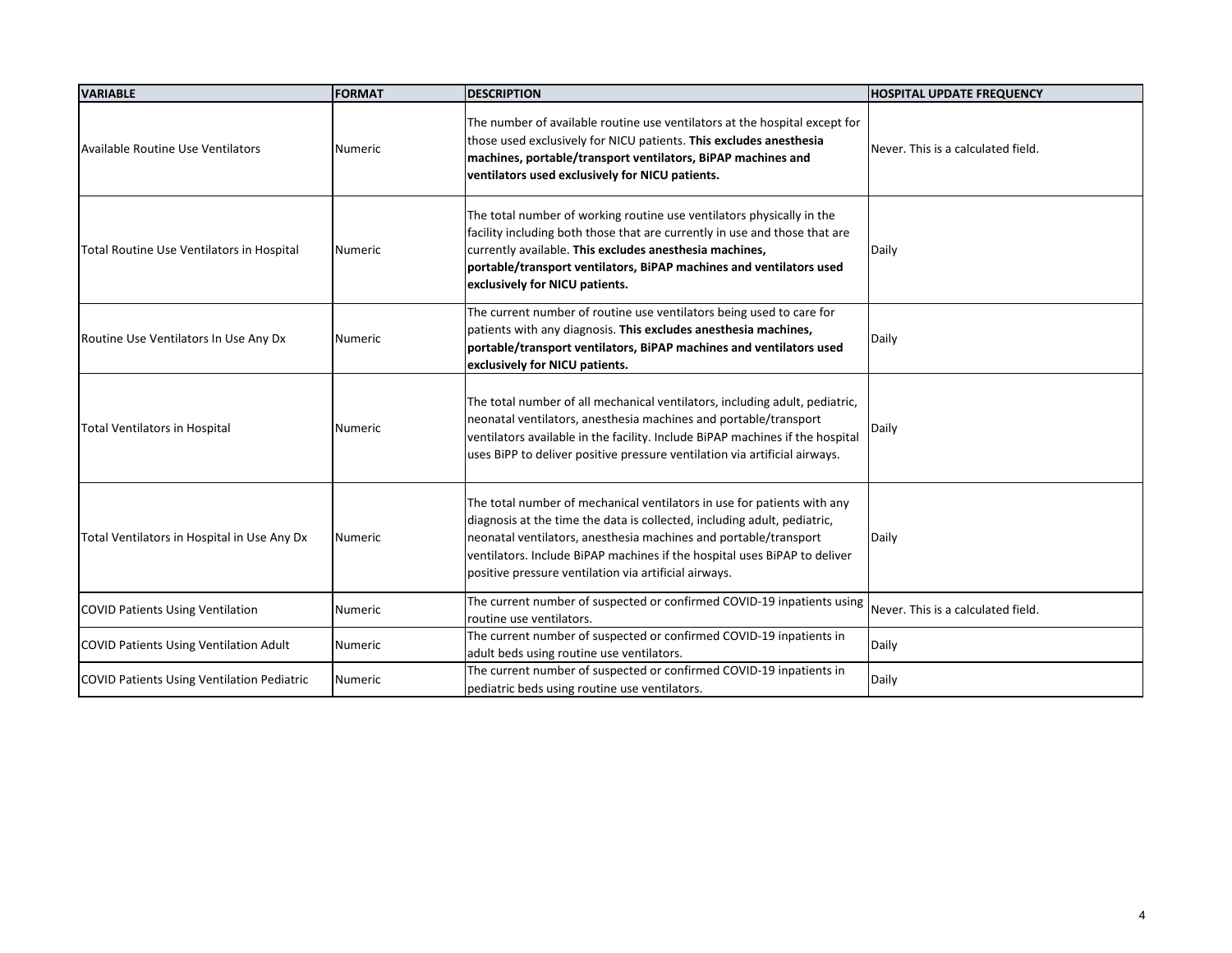| VARIABLE | FORMAT | DESCRIPTION | HOSPITAL UPDATE FREQUENCY |
| --- | --- | --- | --- |
| Available Routine Use Ventilators | Numeric | The number of available routine use ventilators at the hospital except for those used exclusively for NICU patients. **This excludes anesthesia machines, portable/transport ventilators, BiPAP machines and ventilators used exclusively for NICU patients.** | Never. This is a calculated field. |
| Total Routine Use Ventilators in Hospital | Numeric | The total number of working routine use ventilators physically in the facility including both those that are currently in use and those that are currently available. **This excludes anesthesia machines, portable/transport ventilators, BiPAP machines and ventilators used exclusively for NICU patients.** | Daily |
| Routine Use Ventilators In Use Any Dx | Numeric | The current number of routine use ventilators being used to care for patients with any diagnosis. **This excludes anesthesia machines, portable/transport ventilators, BiPAP machines and ventilators used exclusively for NICU patients.** | Daily |
| Total Ventilators in Hospital | Numeric | The total number of all mechanical ventilators, including adult, pediatric, neonatal ventilators, anesthesia machines and portable/transport ventilators available in the facility. Include BiPAP machines if the hospital uses BiPP to deliver positive pressure ventilation via artificial airways. | Daily |
| Total Ventilators in Hospital in Use Any Dx | Numeric | The total number of mechanical ventilators in use for patients with any diagnosis at the time the data is collected, including adult, pediatric, neonatal ventilators, anesthesia machines and portable/transport ventilators. Include BiPAP machines if the hospital uses BiPAP to deliver positive pressure ventilation via artificial airways. | Daily |
| COVID Patients Using Ventilation | Numeric | The current number of suspected or confirmed COVID-19 inpatients using routine use ventilators. | Never. This is a calculated field. |
| COVID Patients Using Ventilation Adult | Numeric | The current number of suspected or confirmed COVID-19 inpatients in adult beds using routine use ventilators. | Daily |
| COVID Patients Using Ventilation Pediatric | Numeric | The current number of suspected or confirmed COVID-19 inpatients in pediatric beds using routine use ventilators. | Daily |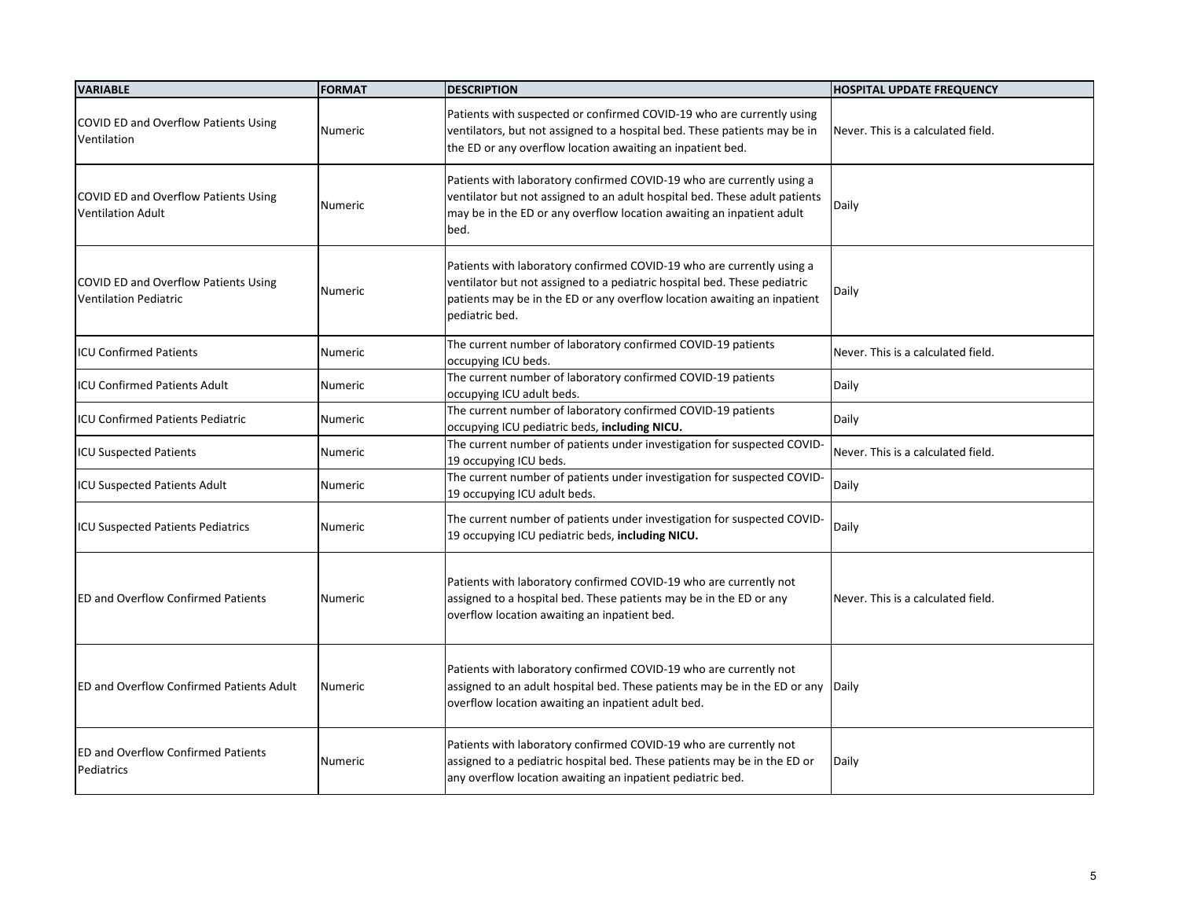| VARIABLE | FORMAT | DESCRIPTION | HOSPITAL UPDATE FREQUENCY |
|---|---|---|---|
| COVID ED and Overflow Patients Using Ventilation | Numeric | Patients with suspected or confirmed COVID-19 who are currently using ventilators, but not assigned to a hospital bed. These patients may be in the ED or any overflow location awaiting an inpatient bed. | Never. This is a calculated field. |
| COVID ED and Overflow Patients Using Ventilation Adult | Numeric | Patients with laboratory confirmed COVID-19 who are currently using a ventilator but not assigned to an adult hospital bed. These adult patients may be in the ED or any overflow location awaiting an inpatient adult bed. | Daily |
| COVID ED and Overflow Patients Using Ventilation Pediatric | Numeric | Patients with laboratory confirmed COVID-19 who are currently using a ventilator but not assigned to a pediatric hospital bed. These pediatric patients may be in the ED or any overflow location awaiting an inpatient pediatric bed. | Daily |
| ICU Confirmed Patients | Numeric | The current number of laboratory confirmed COVID-19 patients occupying ICU beds. | Never. This is a calculated field. |
| ICU Confirmed Patients Adult | Numeric | The current number of laboratory confirmed COVID-19 patients occupying ICU adult beds. | Daily |
| ICU Confirmed Patients Pediatric | Numeric | The current number of laboratory confirmed COVID-19 patients occupying ICU pediatric beds, **including NICU.** | Daily |
| ICU Suspected Patients | Numeric | The current number of patients under investigation for suspected COVID-19 occupying ICU beds. | Never. This is a calculated field. |
| ICU Suspected Patients Adult | Numeric | The current number of patients under investigation for suspected COVID-19 occupying ICU adult beds. | Daily |
| ICU Suspected Patients Pediatrics | Numeric | The current number of patients under investigation for suspected COVID-19 occupying ICU pediatric beds, **including NICU.** | Daily |
| ED and Overflow Confirmed Patients | Numeric | Patients with laboratory confirmed COVID-19 who are currently not assigned to a hospital bed. These patients may be in the ED or any overflow location awaiting an inpatient bed. | Never. This is a calculated field. |
| ED and Overflow Confirmed Patients Adult | Numeric | Patients with laboratory confirmed COVID-19 who are currently not assigned to an adult hospital bed. These patients may be in the ED or any overflow location awaiting an inpatient adult bed. | Daily |
| ED and Overflow Confirmed Patients Pediatrics | Numeric | Patients with laboratory confirmed COVID-19 who are currently not assigned to a pediatric hospital bed. These patients may be in the ED or any overflow location awaiting an inpatient pediatric bed. | Daily |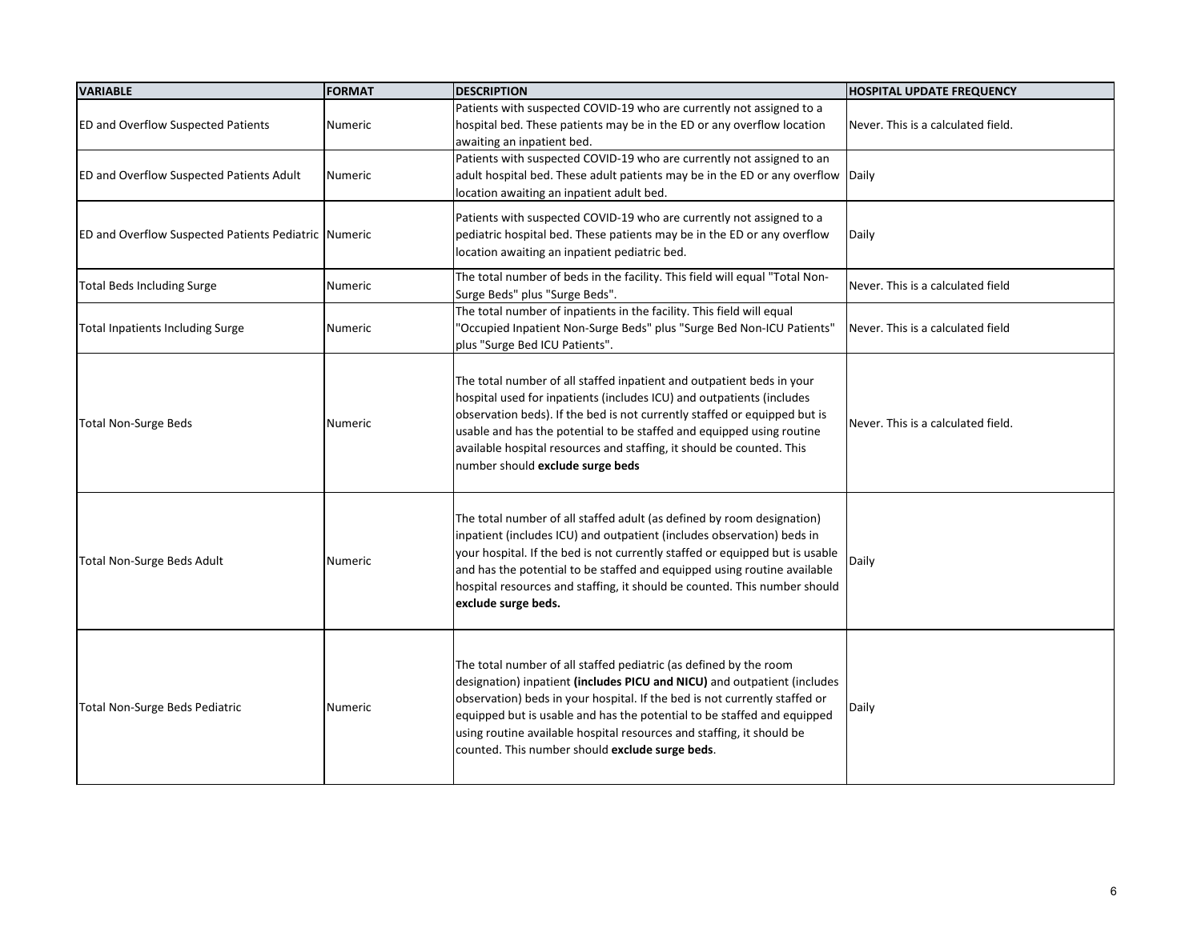| VARIABLE | FORMAT | DESCRIPTION | HOSPITAL UPDATE FREQUENCY |
| --- | --- | --- | --- |
| ED and Overflow Suspected Patients | Numeric | Patients with suspected COVID-19 who are currently not assigned to a hospital bed. These patients may be in the ED or any overflow location awaiting an inpatient bed. | Never. This is a calculated field. |
| ED and Overflow Suspected Patients Adult | Numeric | Patients with suspected COVID-19 who are currently not assigned to an adult hospital bed. These adult patients may be in the ED or any overflow location awaiting an inpatient adult bed. | Daily |
| ED and Overflow Suspected Patients Pediatric | Numeric | Patients with suspected COVID-19 who are currently not assigned to a pediatric hospital bed. These patients may be in the ED or any overflow location awaiting an inpatient pediatric bed. | Daily |
| Total Beds Including Surge | Numeric | The total number of beds in the facility. This field will equal "Total Non-Surge Beds" plus "Surge Beds". | Never. This is a calculated field |
| Total Inpatients Including Surge | Numeric | The total number of inpatients in the facility. This field will equal "Occupied Inpatient Non-Surge Beds" plus "Surge Bed Non-ICU Patients" plus "Surge Bed ICU Patients". | Never. This is a calculated field |
| Total Non-Surge Beds | Numeric | The total number of all staffed inpatient and outpatient beds in your hospital used for inpatients (includes ICU) and outpatients (includes observation beds). If the bed is not currently staffed or equipped but is usable and has the potential to be staffed and equipped using routine available hospital resources and staffing, it should be counted. This number should **exclude surge beds** | Never. This is a calculated field. |
| Total Non-Surge Beds Adult | Numeric | The total number of all staffed adult (as defined by room designation) inpatient (includes ICU) and outpatient (includes observation) beds in your hospital. If the bed is not currently staffed or equipped but is usable and has the potential to be staffed and equipped using routine available hospital resources and staffing, it should be counted. This number should **exclude surge beds.** | Daily |
| Total Non-Surge Beds Pediatric | Numeric | The total number of all staffed pediatric (as defined by the room designation) inpatient **(includes PICU and NICU)** and outpatient (includes observation) beds in your hospital. If the bed is not currently staffed or equipped but is usable and has the potential to be staffed and equipped using routine available hospital resources and staffing, it should be counted. This number should **exclude surge beds**. | Daily |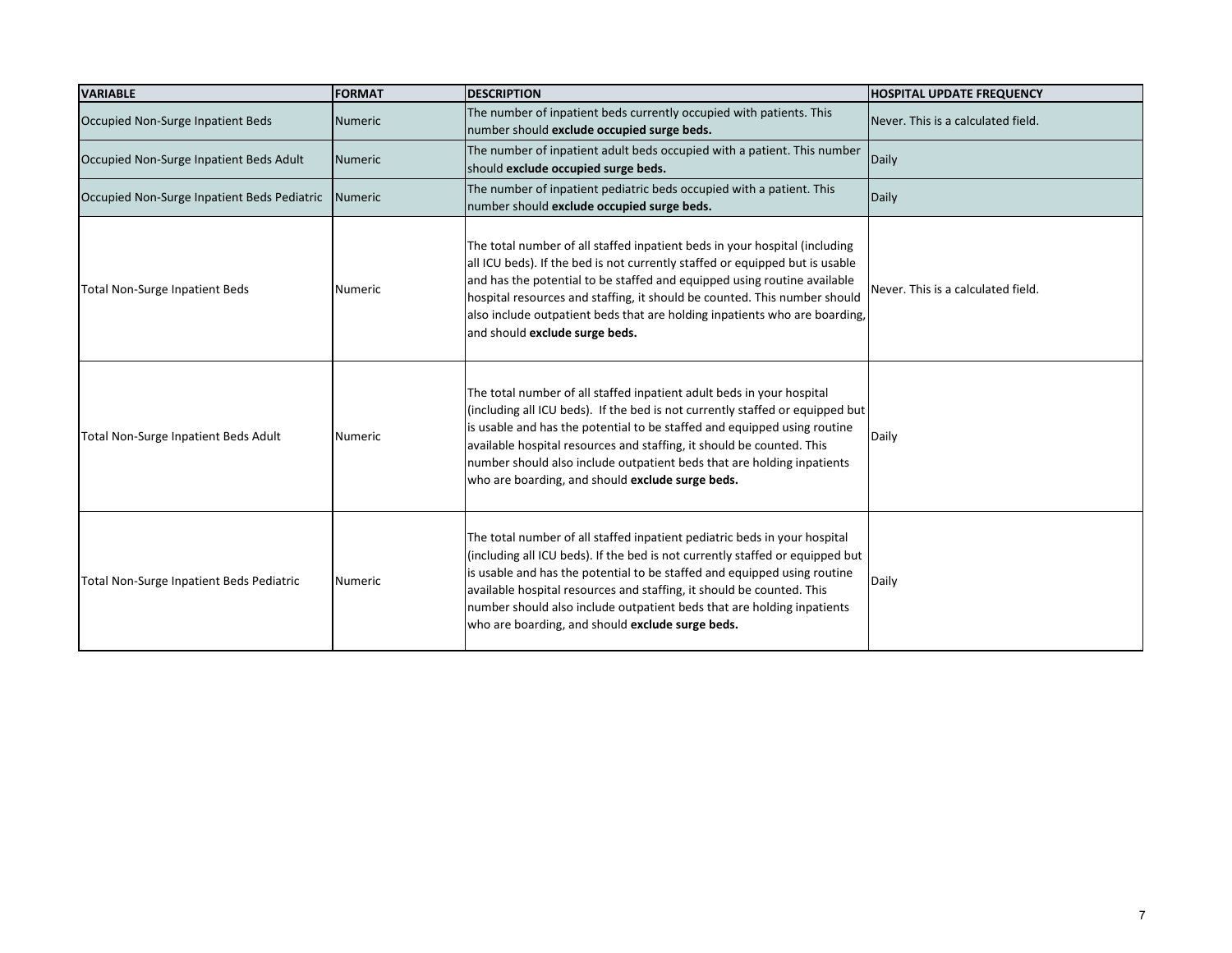| VARIABLE | FORMAT | DESCRIPTION | HOSPITAL UPDATE FREQUENCY |
|---|---|---|---|
| Occupied Non-Surge Inpatient Beds | Numeric | The number of inpatient beds currently occupied with patients. This number should **exclude occupied surge beds.** | Never. This is a calculated field. |
| Occupied Non-Surge Inpatient Beds Adult | Numeric | The number of inpatient adult beds occupied with a patient. This number should **exclude occupied surge beds.** | Daily |
| Occupied Non-Surge Inpatient Beds Pediatric | Numeric | The number of inpatient pediatric beds occupied with a patient. This number should **exclude occupied surge beds.** | Daily |
| Total Non-Surge Inpatient Beds | Numeric | The total number of all staffed inpatient beds in your hospital (including all ICU beds). If the bed is not currently staffed or equipped but is usable and has the potential to be staffed and equipped using routine available hospital resources and staffing, it should be counted. This number should also include outpatient beds that are holding inpatients who are boarding, and should **exclude surge beds.** | Never. This is a calculated field. |
| Total Non-Surge Inpatient Beds Adult | Numeric | The total number of all staffed inpatient adult beds in your hospital (including all ICU beds). If the bed is not currently staffed or equipped but is usable and has the potential to be staffed and equipped using routine available hospital resources and staffing, it should be counted. This number should also include outpatient beds that are holding inpatients who are boarding, and should **exclude surge beds.** | Daily |
| Total Non-Surge Inpatient Beds Pediatric | Numeric | The total number of all staffed inpatient pediatric beds in your hospital (including all ICU beds). If the bed is not currently staffed or equipped but is usable and has the potential to be staffed and equipped using routine available hospital resources and staffing, it should be counted. This number should also include outpatient beds that are holding inpatients who are boarding, and should **exclude surge beds.** | Daily |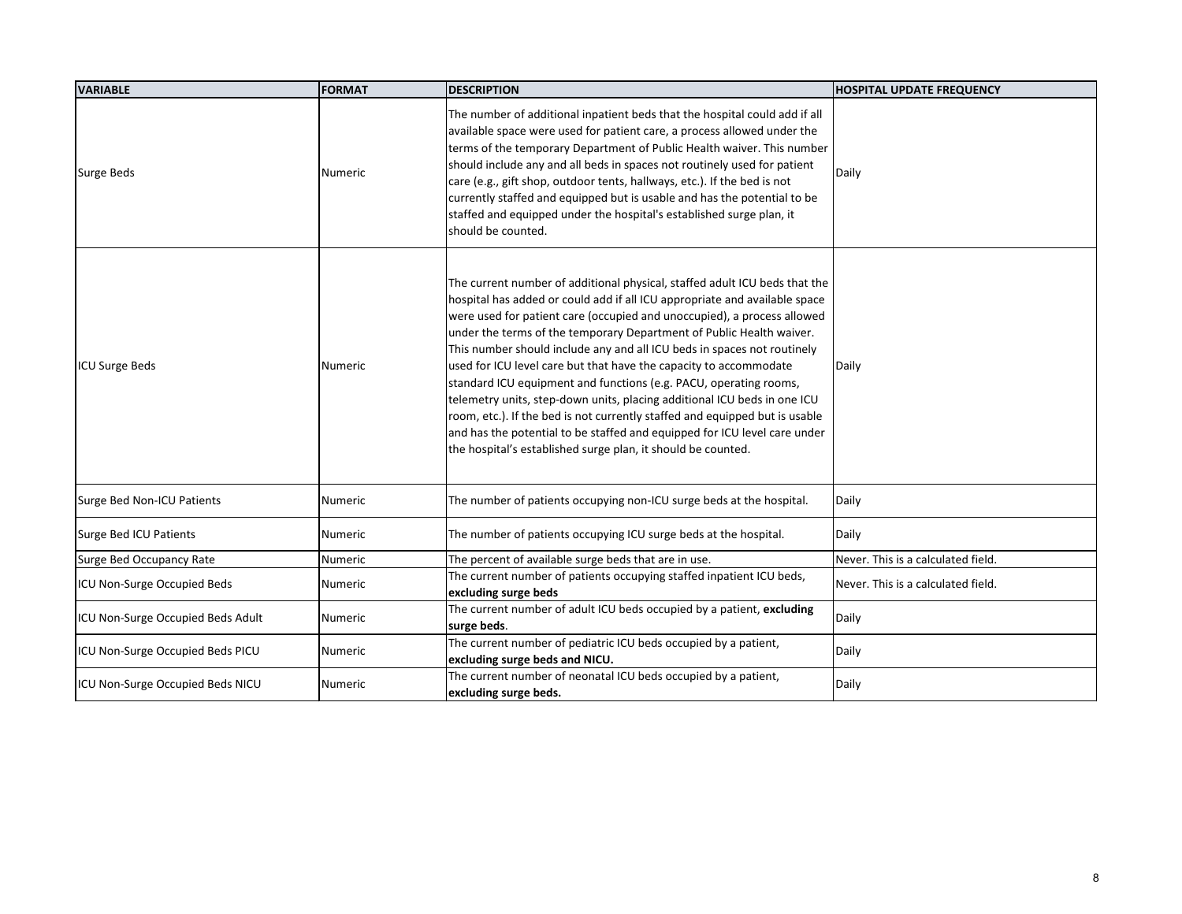| VARIABLE | FORMAT | DESCRIPTION | HOSPITAL UPDATE FREQUENCY |
| --- | --- | --- | --- |
| Surge Beds | Numeric | The number of additional inpatient beds that the hospital could add if all available space were used for patient care, a process allowed under the terms of the temporary Department of Public Health waiver. This number should include any and all beds in spaces not routinely used for patient care (e.g., gift shop, outdoor tents, hallways, etc.). If the bed is not currently staffed and equipped but is usable and has the potential to be staffed and equipped under the hospital's established surge plan, it should be counted. | Daily |
| ICU Surge Beds | Numeric | The current number of additional physical, staffed adult ICU beds that the hospital has added or could add if all ICU appropriate and available space were used for patient care (occupied and unoccupied), a process allowed under the terms of the temporary Department of Public Health waiver. This number should include any and all ICU beds in spaces not routinely used for ICU level care but that have the capacity to accommodate standard ICU equipment and functions (e.g. PACU, operating rooms, telemetry units, step-down units, placing additional ICU beds in one ICU room, etc.). If the bed is not currently staffed and equipped but is usable and has the potential to be staffed and equipped for ICU level care under the hospital's established surge plan, it should be counted. | Daily |
| Surge Bed Non-ICU Patients | Numeric | The number of patients occupying non-ICU surge beds at the hospital. | Daily |
| Surge Bed ICU Patients | Numeric | The number of patients occupying ICU surge beds at the hospital. | Daily |
| Surge Bed Occupancy Rate | Numeric | The percent of available surge beds that are in use. | Never. This is a calculated field. |
| ICU Non-Surge Occupied Beds | Numeric | The current number of patients occupying staffed inpatient ICU beds, **excluding surge beds** | Never. This is a calculated field. |
| ICU Non-Surge Occupied Beds Adult | Numeric | The current number of adult ICU beds occupied by a patient, **excluding surge beds**. | Daily |
| ICU Non-Surge Occupied Beds PICU | Numeric | The current number of pediatric ICU beds occupied by a patient, **excluding surge beds and NICU.** | Daily |
| ICU Non-Surge Occupied Beds NICU | Numeric | The current number of neonatal ICU beds occupied by a patient, **excluding surge beds.** | Daily |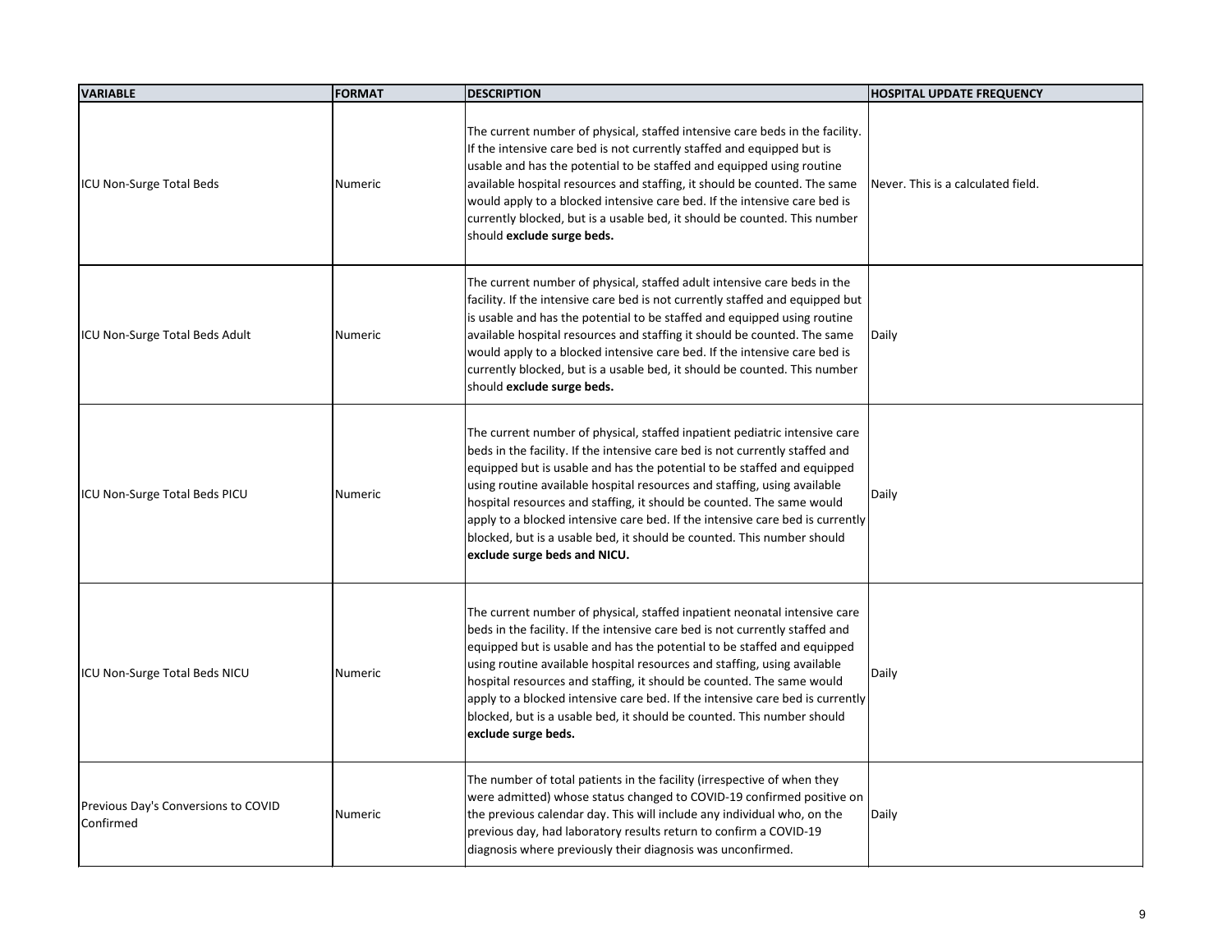| VARIABLE | FORMAT | DESCRIPTION | HOSPITAL UPDATE FREQUENCY |
| --- | --- | --- | --- |
| ICU Non-Surge Total Beds | Numeric | The current number of physical, staffed intensive care beds in the facility. If the intensive care bed is not currently staffed and equipped but is usable and has the potential to be staffed and equipped using routine available hospital resources and staffing, it should be counted. The same would apply to a blocked intensive care bed. If the intensive care bed is currently blocked, but is a usable bed, it should be counted. This number should **exclude surge beds.** | Never. This is a calculated field. |
| ICU Non-Surge Total Beds Adult | Numeric | The current number of physical, staffed adult intensive care beds in the facility. If the intensive care bed is not currently staffed and equipped but is usable and has the potential to be staffed and equipped using routine available hospital resources and staffing it should be counted. The same would apply to a blocked intensive care bed. If the intensive care bed is currently blocked, but is a usable bed, it should be counted. This number should **exclude surge beds.** | Daily |
| ICU Non-Surge Total Beds PICU | Numeric | The current number of physical, staffed inpatient pediatric intensive care beds in the facility. If the intensive care bed is not currently staffed and equipped but is usable and has the potential to be staffed and equipped using routine available hospital resources and staffing, using available hospital resources and staffing, it should be counted. The same would apply to a blocked intensive care bed. If the intensive care bed is currently blocked, but is a usable bed, it should be counted. This number should **exclude surge beds and NICU.** | Daily |
| ICU Non-Surge Total Beds NICU | Numeric | The current number of physical, staffed inpatient neonatal intensive care beds in the facility. If the intensive care bed is not currently staffed and equipped but is usable and has the potential to be staffed and equipped using routine available hospital resources and staffing, using available hospital resources and staffing, it should be counted. The same would apply to a blocked intensive care bed. If the intensive care bed is currently blocked, but is a usable bed, it should be counted. This number should **exclude surge beds.** | Daily |
| Previous Day's Conversions to COVID Confirmed | Numeric | The number of total patients in the facility (irrespective of when they were admitted) whose status changed to COVID-19 confirmed positive on the previous calendar day. This will include any individual who, on the previous day, had laboratory results return to confirm a COVID-19 diagnosis where previously their diagnosis was unconfirmed. | Daily |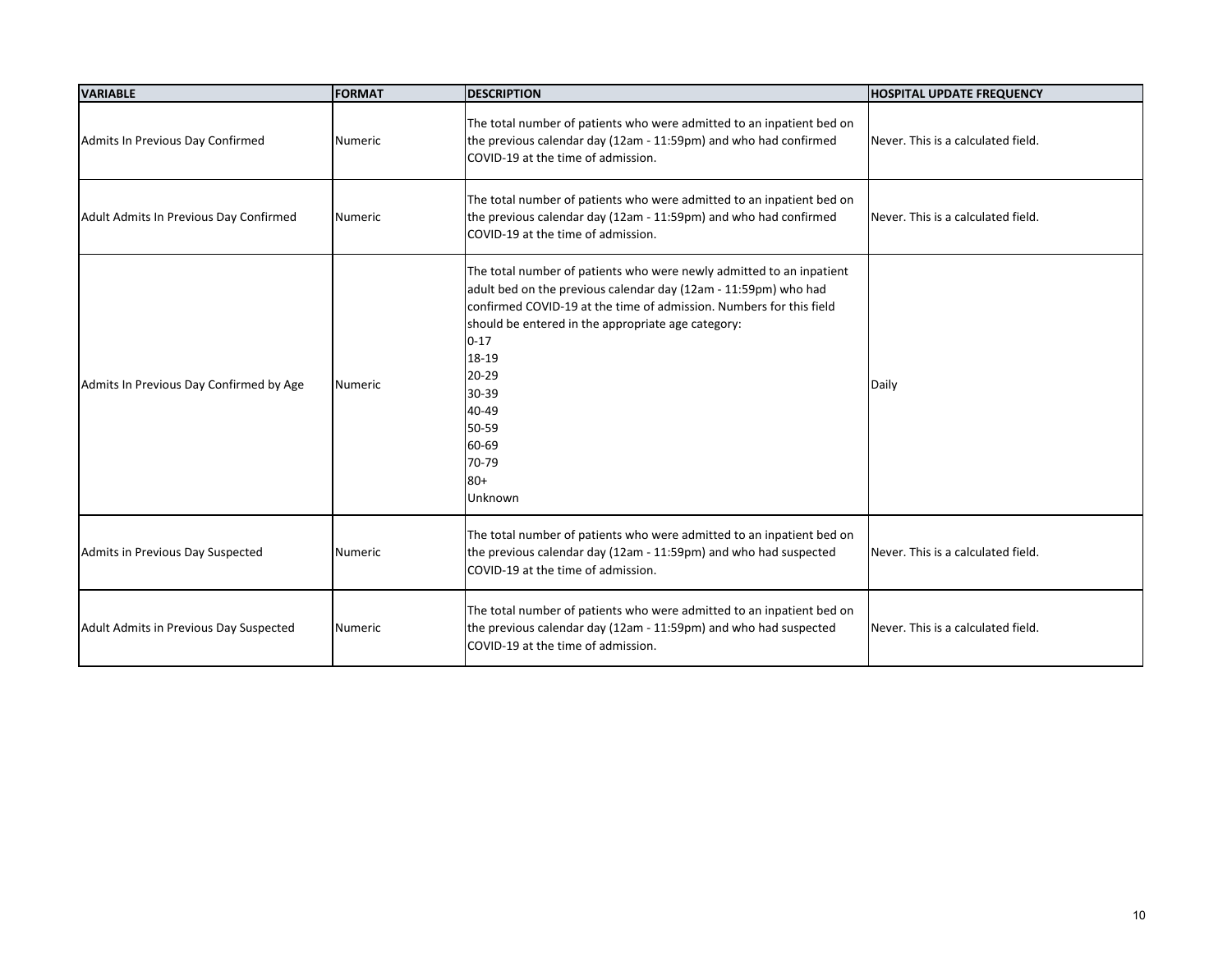| VARIABLE | FORMAT | DESCRIPTION | HOSPITAL UPDATE FREQUENCY |
| --- | --- | --- | --- |
| Admits In Previous Day Confirmed | Numeric | The total number of patients who were admitted to an inpatient bed on the previous calendar day (12am - 11:59pm) and who had confirmed COVID-19 at the time of admission. | Never. This is a calculated field. |
| Adult Admits In Previous Day Confirmed | Numeric | The total number of patients who were admitted to an inpatient bed on the previous calendar day (12am - 11:59pm) and who had confirmed COVID-19 at the time of admission. | Never. This is a calculated field. |
| Admits In Previous Day Confirmed by Age | Numeric | The total number of patients who were newly admitted to an inpatient adult bed on the previous calendar day (12am - 11:59pm) who had confirmed COVID-19 at the time of admission. Numbers for this field should be entered in the appropriate age category:<br>0-17<br>18-19<br>20-29<br>30-39<br>40-49<br>50-59<br>60-69<br>70-79<br>80+<br>Unknown | Daily |
| Admits in Previous Day Suspected | Numeric | The total number of patients who were admitted to an inpatient bed on the previous calendar day (12am - 11:59pm) and who had suspected COVID-19 at the time of admission. | Never. This is a calculated field. |
| Adult Admits in Previous Day Suspected | Numeric | The total number of patients who were admitted to an inpatient bed on the previous calendar day (12am - 11:59pm) and who had suspected COVID-19 at the time of admission. | Never. This is a calculated field. |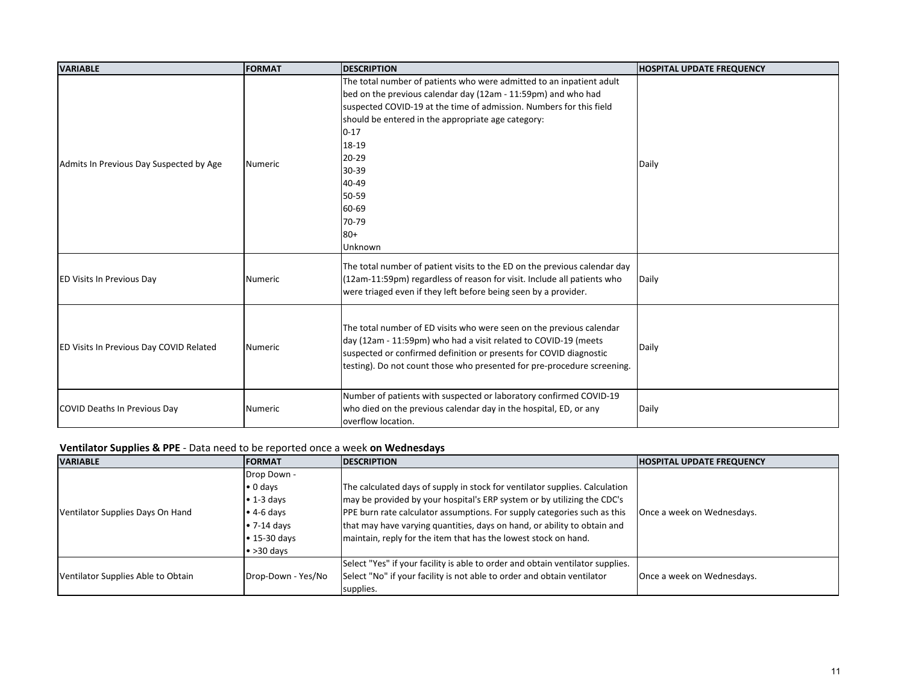| VARIABLE | FORMAT | DESCRIPTION | HOSPITAL UPDATE FREQUENCY |
|---|---|---|---|
| Admits In Previous Day Suspected by Age | Numeric | The total number of patients who were admitted to an inpatient adult bed on the previous calendar day (12am - 11:59pm) and who had suspected COVID-19 at the time of admission. Numbers for this field should be entered in the appropriate age category:<br>0-17<br>18-19<br>20-29<br>30-39<br>40-49<br>50-59<br>60-69<br>70-79<br>80+<br>Unknown | Daily |
| ED Visits In Previous Day | Numeric | The total number of patient visits to the ED on the previous calendar day (12am-11:59pm) regardless of reason for visit. Include all patients who were triaged even if they left before being seen by a provider. | Daily |
| ED Visits In Previous Day COVID Related | Numeric | The total number of ED visits who were seen on the previous calendar day (12am - 11:59pm) who had a visit related to COVID-19 (meets suspected or confirmed definition or presents for COVID diagnostic testing). Do not count those who presented for pre-procedure screening. | Daily |
| COVID Deaths In Previous Day | Numeric | Number of patients with suspected or laboratory confirmed COVID-19 who died on the previous calendar day in the hospital, ED, or any overflow location. | Daily |

**Ventilator Supplies & PPE** - Data need to be reported once a week **on Wednesdays**

| VARIABLE | FORMAT | DESCRIPTION | HOSPITAL UPDATE FREQUENCY |
|---|---|---|---|
| Ventilator Supplies Days On Hand | Drop Down -<br>• 0 days<br>• 1-3 days<br>• 4-6 days<br>• 7-14 days<br>• 15-30 days<br>• >30 days | The calculated days of supply in stock for ventilator supplies. Calculation may be provided by your hospital's ERP system or by utilizing the CDC's PPE burn rate calculator assumptions. For supply categories such as this that may have varying quantities, days on hand, or ability to obtain and maintain, reply for the item that has the lowest stock on hand. | Once a week on Wednesdays. |
| Ventilator Supplies Able to Obtain | Drop-Down - Yes/No | Select "Yes" if your facility is able to order and obtain ventilator supplies. Select "No" if your facility is not able to order and obtain ventilator supplies. | Once a week on Wednesdays. |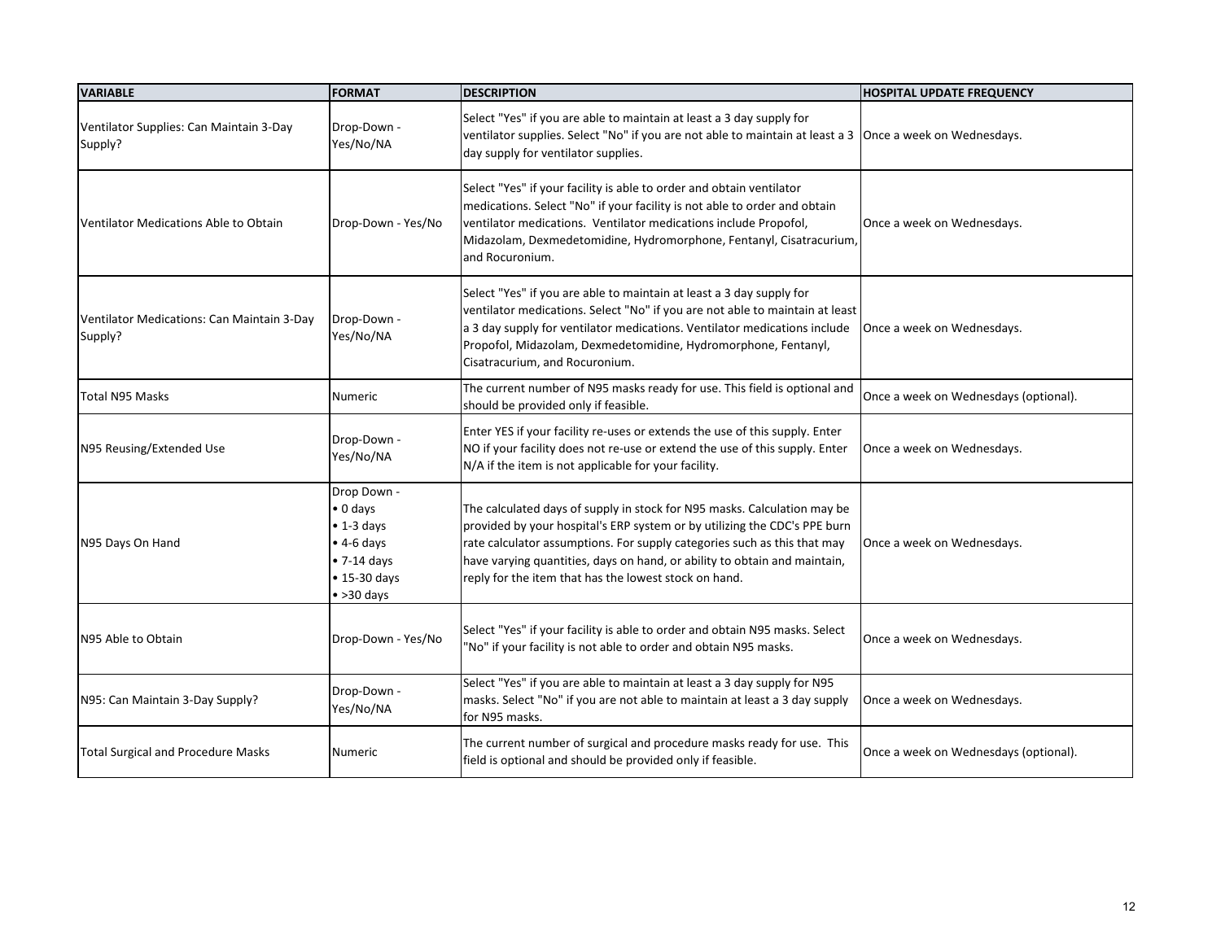| VARIABLE | FORMAT | DESCRIPTION | HOSPITAL UPDATE FREQUENCY |
|---|---|---|---|
| Ventilator Supplies: Can Maintain 3-Day Supply? | Drop-Down - Yes/No/NA | Select "Yes" if you are able to maintain at least a 3 day supply for ventilator supplies. Select "No" if you are not able to maintain at least a 3 day supply for ventilator supplies. | Once a week on Wednesdays. |
| Ventilator Medications Able to Obtain | Drop-Down - Yes/No | Select "Yes" if your facility is able to order and obtain ventilator medications. Select "No" if your facility is not able to order and obtain ventilator medications. Ventilator medications include Propofol, Midazolam, Dexmedetomidine, Hydromorphone, Fentanyl, Cisatracurium, and Rocuronium. | Once a week on Wednesdays. |
| Ventilator Medications: Can Maintain 3-Day Supply? | Drop-Down - Yes/No/NA | Select "Yes" if you are able to maintain at least a 3 day supply for ventilator medications. Select "No" if you are not able to maintain at least a 3 day supply for ventilator medications. Ventilator medications include Propofol, Midazolam, Dexmedetomidine, Hydromorphone, Fentanyl, Cisatracurium, and Rocuronium. | Once a week on Wednesdays. |
| Total N95 Masks | Numeric | The current number of N95 masks ready for use. This field is optional and should be provided only if feasible. | Once a week on Wednesdays (optional). |
| N95 Reusing/Extended Use | Drop-Down - Yes/No/NA | Enter YES if your facility re-uses or extends the use of this supply. Enter NO if your facility does not re-use or extend the use of this supply. Enter N/A if the item is not applicable for your facility. | Once a week on Wednesdays. |
| N95 Days On Hand | Drop Down - <br>• 0 days<br>• 1-3 days<br>• 4-6 days<br>• 7-14 days<br>• 15-30 days<br>• >30 days | The calculated days of supply in stock for N95 masks. Calculation may be provided by your hospital's ERP system or by utilizing the CDC's PPE burn rate calculator assumptions. For supply categories such as this that may have varying quantities, days on hand, or ability to obtain and maintain, reply for the item that has the lowest stock on hand. | Once a week on Wednesdays. |
| N95 Able to Obtain | Drop-Down - Yes/No | Select "Yes" if your facility is able to order and obtain N95 masks. Select "No" if your facility is not able to order and obtain N95 masks. | Once a week on Wednesdays. |
| N95: Can Maintain 3-Day Supply? | Drop-Down - Yes/No/NA | Select "Yes" if you are able to maintain at least a 3 day supply for N95 masks. Select "No" if you are not able to maintain at least a 3 day supply for N95 masks. | Once a week on Wednesdays. |
| Total Surgical and Procedure Masks | Numeric | The current number of surgical and procedure masks ready for use. This field is optional and should be provided only if feasible. | Once a week on Wednesdays (optional). |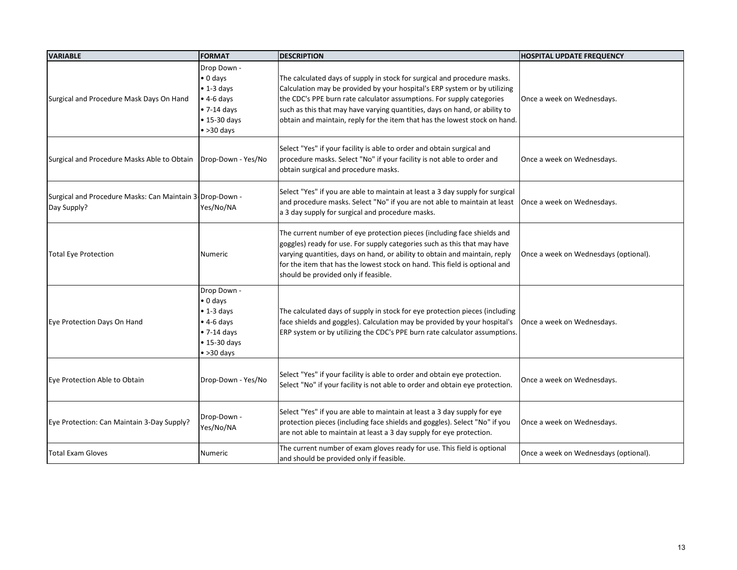| VARIABLE | FORMAT | DESCRIPTION | HOSPITAL UPDATE FREQUENCY |
| --- | --- | --- | --- |
| Surgical and Procedure Mask Days On Hand | Drop Down -<br>• 0 days<br>• 1-3 days<br>• 4-6 days<br>• 7-14 days<br>• 15-30 days<br>• >30 days | The calculated days of supply in stock for surgical and procedure masks. Calculation may be provided by your hospital's ERP system or by utilizing the CDC's PPE burn rate calculator assumptions. For supply categories such as this that may have varying quantities, days on hand, or ability to obtain and maintain, reply for the item that has the lowest stock on hand. | Once a week on Wednesdays. |
| Surgical and Procedure Masks Able to Obtain | Drop-Down - Yes/No | Select "Yes" if your facility is able to order and obtain surgical and procedure masks. Select "No" if your facility is not able to order and obtain surgical and procedure masks. | Once a week on Wednesdays. |
| Surgical and Procedure Masks: Can Maintain 3-Day Supply? | Drop-Down - Yes/No/NA | Select "Yes" if you are able to maintain at least a 3 day supply for surgical and procedure masks. Select "No" if you are not able to maintain at least a 3 day supply for surgical and procedure masks. | Once a week on Wednesdays. |
| Total Eye Protection | Numeric | The current number of eye protection pieces (including face shields and goggles) ready for use. For supply categories such as this that may have varying quantities, days on hand, or ability to obtain and maintain, reply for the item that has the lowest stock on hand. This field is optional and should be provided only if feasible. | Once a week on Wednesdays (optional). |
| Eye Protection Days On Hand | Drop Down -<br>• 0 days<br>• 1-3 days<br>• 4-6 days<br>• 7-14 days<br>• 15-30 days<br>• >30 days | The calculated days of supply in stock for eye protection pieces (including face shields and goggles). Calculation may be provided by your hospital's ERP system or by utilizing the CDC's PPE burn rate calculator assumptions. | Once a week on Wednesdays. |
| Eye Protection Able to Obtain | Drop-Down - Yes/No | Select "Yes" if your facility is able to order and obtain eye protection. Select "No" if your facility is not able to order and obtain eye protection. | Once a week on Wednesdays. |
| Eye Protection: Can Maintain 3-Day Supply? | Drop-Down - Yes/No/NA | Select "Yes" if you are able to maintain at least a 3 day supply for eye protection pieces (including face shields and goggles). Select "No" if you are not able to maintain at least a 3 day supply for eye protection. | Once a week on Wednesdays. |
| Total Exam Gloves | Numeric | The current number of exam gloves ready for use. This field is optional and should be provided only if feasible. | Once a week on Wednesdays (optional). |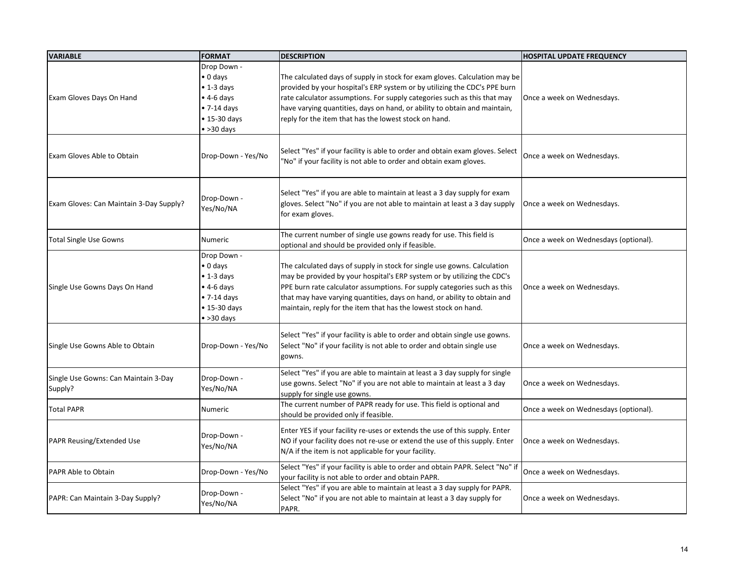| VARIABLE | FORMAT | DESCRIPTION | HOSPITAL UPDATE FREQUENCY |
|---|---|---|---|
| Exam Gloves Days On Hand | Drop Down - <br>• 0 days<br>• 1-3 days<br>• 4-6 days<br>• 7-14 days<br>• 15-30 days<br>• >30 days | The calculated days of supply in stock for exam gloves. Calculation may be provided by your hospital's ERP system or by utilizing the CDC's PPE burn rate calculator assumptions. For supply categories such as this that may have varying quantities, days on hand, or ability to obtain and maintain, reply for the item that has the lowest stock on hand. | Once a week on Wednesdays. |
| Exam Gloves Able to Obtain | Drop-Down - Yes/No | Select "Yes" if your facility is able to order and obtain exam gloves. Select "No" if your facility is not able to order and obtain exam gloves. | Once a week on Wednesdays. |
| Exam Gloves: Can Maintain 3-Day Supply? | Drop-Down - Yes/No/NA | Select "Yes" if you are able to maintain at least a 3 day supply for exam gloves. Select "No" if you are not able to maintain at least a 3 day supply for exam gloves. | Once a week on Wednesdays. |
| Total Single Use Gowns | Numeric | The current number of single use gowns ready for use. This field is optional and should be provided only if feasible. | Once a week on Wednesdays (optional). |
| Single Use Gowns Days On Hand | Drop Down - <br>• 0 days<br>• 1-3 days<br>• 4-6 days<br>• 7-14 days<br>• 15-30 days<br>• >30 days | The calculated days of supply in stock for single use gowns. Calculation may be provided by your hospital's ERP system or by utilizing the CDC's PPE burn rate calculator assumptions. For supply categories such as this that may have varying quantities, days on hand, or ability to obtain and maintain, reply for the item that has the lowest stock on hand. | Once a week on Wednesdays. |
| Single Use Gowns Able to Obtain | Drop-Down - Yes/No | Select "Yes" if your facility is able to order and obtain single use gowns. Select "No" if your facility is not able to order and obtain single use gowns. | Once a week on Wednesdays. |
| Single Use Gowns: Can Maintain 3-Day Supply? | Drop-Down - Yes/No/NA | Select "Yes" if you are able to maintain at least a 3 day supply for single use gowns. Select "No" if you are not able to maintain at least a 3 day supply for single use gowns. | Once a week on Wednesdays. |
| Total PAPR | Numeric | The current number of PAPR ready for use. This field is optional and should be provided only if feasible. | Once a week on Wednesdays (optional). |
| PAPR Reusing/Extended Use | Drop-Down - Yes/No/NA | Enter YES if your facility re-uses or extends the use of this supply. Enter NO if your facility does not re-use or extend the use of this supply. Enter N/A if the item is not applicable for your facility. | Once a week on Wednesdays. |
| PAPR Able to Obtain | Drop-Down - Yes/No | Select "Yes" if your facility is able to order and obtain PAPR. Select "No" if your facility is not able to order and obtain PAPR. | Once a week on Wednesdays. |
| PAPR: Can Maintain 3-Day Supply? | Drop-Down - Yes/No/NA | Select "Yes" if you are able to maintain at least a 3 day supply for PAPR. Select "No" if you are not able to maintain at least a 3 day supply for PAPR. | Once a week on Wednesdays. |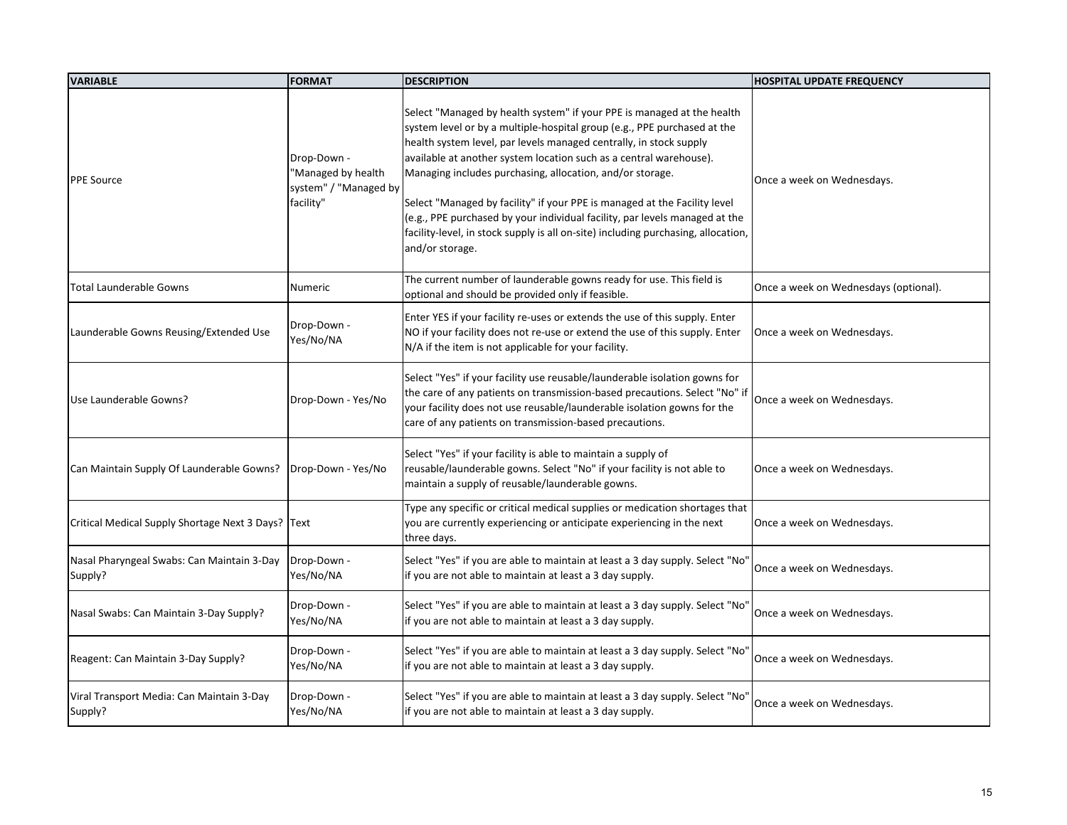| VARIABLE | FORMAT | DESCRIPTION | HOSPITAL UPDATE FREQUENCY |
| --- | --- | --- | --- |
| PPE Source | Drop-Down - "Managed by health system" / "Managed by facility" | Select "Managed by health system" if your PPE is managed at the health system level or by a multiple-hospital group (e.g., PPE purchased at the health system level, par levels managed centrally, in stock supply available at another system location such as a central warehouse). Managing includes purchasing, allocation, and/or storage.<br><br>Select "Managed by facility" if your PPE is managed at the Facility level (e.g., PPE purchased by your individual facility, par levels managed at the facility-level, in stock supply is all on-site) including purchasing, allocation, and/or storage. | Once a week on Wednesdays. |
| Total Launderable Gowns | Numeric | The current number of launderable gowns ready for use. This field is optional and should be provided only if feasible. | Once a week on Wednesdays (optional). |
| Launderable Gowns Reusing/Extended Use | Drop-Down - Yes/No/NA | Enter YES if your facility re-uses or extends the use of this supply. Enter NO if your facility does not re-use or extend the use of this supply. Enter N/A if the item is not applicable for your facility. | Once a week on Wednesdays. |
| Use Launderable Gowns? | Drop-Down - Yes/No | Select "Yes" if your facility use reusable/launderable isolation gowns for the care of any patients on transmission-based precautions. Select "No" if your facility does not use reusable/launderable isolation gowns for the care of any patients on transmission-based precautions. | Once a week on Wednesdays. |
| Can Maintain Supply Of Launderable Gowns? | Drop-Down - Yes/No | Select "Yes" if your facility is able to maintain a supply of reusable/launderable gowns. Select "No" if your facility is not able to maintain a supply of reusable/launderable gowns. | Once a week on Wednesdays. |
| Critical Medical Supply Shortage Next 3 Days? | Text | Type any specific or critical medical supplies or medication shortages that you are currently experiencing or anticipate experiencing in the next three days. | Once a week on Wednesdays. |
| Nasal Pharyngeal Swabs: Can Maintain 3-Day Supply? | Drop-Down - Yes/No/NA | Select "Yes" if you are able to maintain at least a 3 day supply. Select "No" if you are not able to maintain at least a 3 day supply. | Once a week on Wednesdays. |
| Nasal Swabs: Can Maintain 3-Day Supply? | Drop-Down - Yes/No/NA | Select "Yes" if you are able to maintain at least a 3 day supply. Select "No" if you are not able to maintain at least a 3 day supply. | Once a week on Wednesdays. |
| Reagent: Can Maintain 3-Day Supply? | Drop-Down - Yes/No/NA | Select "Yes" if you are able to maintain at least a 3 day supply. Select "No" if you are not able to maintain at least a 3 day supply. | Once a week on Wednesdays. |
| Viral Transport Media: Can Maintain 3-Day Supply? | Drop-Down - Yes/No/NA | Select "Yes" if you are able to maintain at least a 3 day supply. Select "No" if you are not able to maintain at least a 3 day supply. | Once a week on Wednesdays. |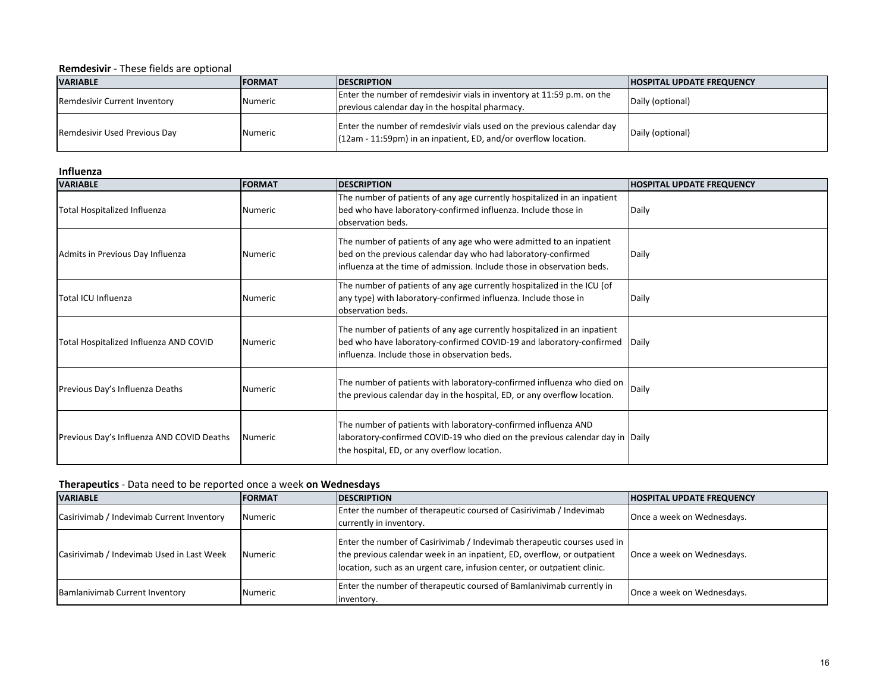**Remdesivir** - These fields are optional

| VARIABLE | FORMAT | DESCRIPTION | HOSPITAL UPDATE FREQUENCY |
|---|---|---|---|
| Remdesivir Current Inventory | Numeric | Enter the number of remdesivir vials in inventory at 11:59 p.m. on the previous calendar day in the hospital pharmacy. | Daily (optional) |
| Remdesivir Used Previous Day | Numeric | Enter the number of remdesivir vials used on the previous calendar day (12am - 11:59pm) in an inpatient, ED, and/or overflow location. | Daily (optional) |

**Influenza**

| VARIABLE | FORMAT | DESCRIPTION | HOSPITAL UPDATE FREQUENCY |
|---|---|---|---|
| Total Hospitalized Influenza | Numeric | The number of patients of any age currently hospitalized in an inpatient bed who have laboratory-confirmed influenza. Include those in observation beds. | Daily |
| Admits in Previous Day Influenza | Numeric | The number of patients of any age who were admitted to an inpatient bed on the previous calendar day who had laboratory-confirmed influenza at the time of admission. Include those in observation beds. | Daily |
| Total ICU Influenza | Numeric | The number of patients of any age currently hospitalized in the ICU (of any type) with laboratory-confirmed influenza. Include those in observation beds. | Daily |
| Total Hospitalized Influenza AND COVID | Numeric | The number of patients of any age currently hospitalized in an inpatient bed who have laboratory-confirmed COVID-19 and laboratory-confirmed influenza. Include those in observation beds. | Daily |
| Previous Day's Influenza Deaths | Numeric | The number of patients with laboratory-confirmed influenza who died on the previous calendar day in the hospital, ED, or any overflow location. | Daily |
| Previous Day's Influenza AND COVID Deaths | Numeric | The number of patients with laboratory-confirmed influenza AND laboratory-confirmed COVID-19 who died on the previous calendar day in the hospital, ED, or any overflow location. | Daily |

**Therapeutics** - Data need to be reported once a week **on Wednesdays**

| VARIABLE | FORMAT | DESCRIPTION | HOSPITAL UPDATE FREQUENCY |
|---|---|---|---|
| Casirivimab / Indevimab Current Inventory | Numeric | Enter the number of therapeutic coursed of Casirivimab / Indevimab currently in inventory. | Once a week on Wednesdays. |
| Casirivimab / Indevimab Used in Last Week | Numeric | Enter the number of Casirivimab / Indevimab therapeutic courses used in the previous calendar week in an inpatient, ED, overflow, or outpatient location, such as an urgent care, infusion center, or outpatient clinic. | Once a week on Wednesdays. |
| Bamlanivimab Current Inventory | Numeric | Enter the number of therapeutic coursed of Bamlanivimab currently in inventory. | Once a week on Wednesdays. |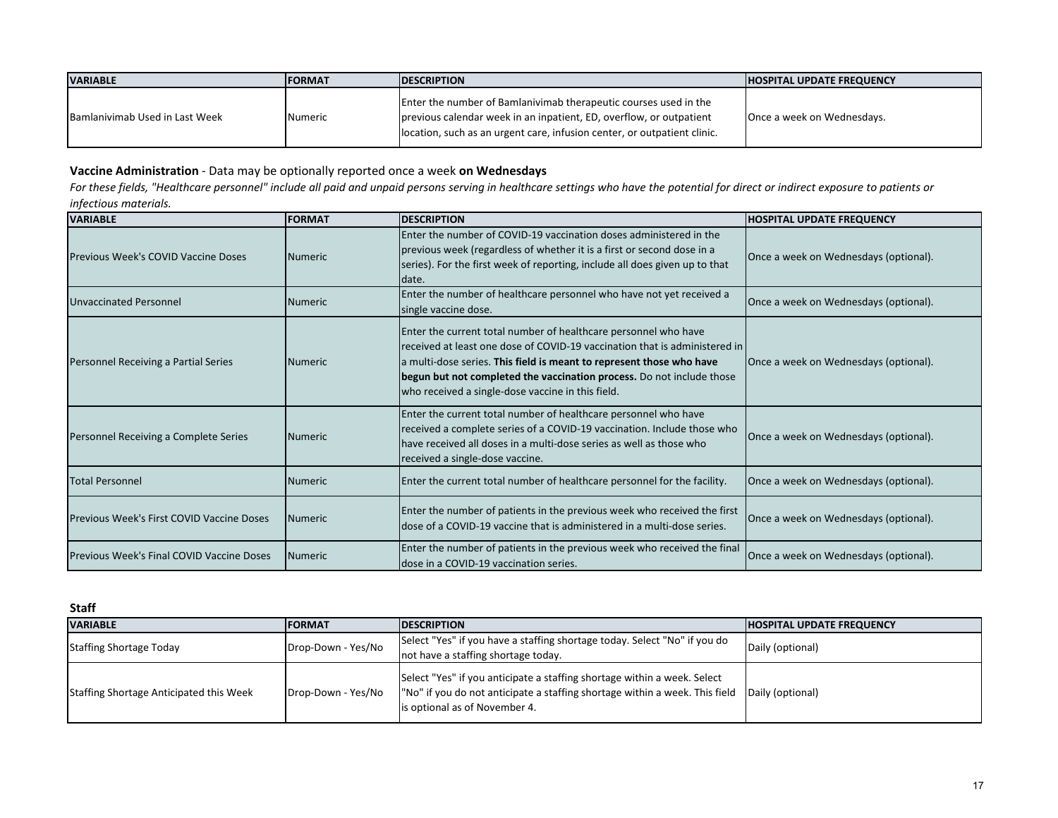| VARIABLE | FORMAT | DESCRIPTION | HOSPITAL UPDATE FREQUENCY |
|---|---|---|---|
| Bamlanivimab Used in Last Week | Numeric | Enter the number of Bamlanivimab therapeutic courses used in the previous calendar week in an inpatient, ED, overflow, or outpatient location, such as an urgent care, infusion center, or outpatient clinic. | Once a week on Wednesdays. |

**Vaccine Administration** - Data may be optionally reported once a week **on Wednesdays**

*For these fields, "Healthcare personnel" include all paid and unpaid persons serving in healthcare settings who have the potential for direct or indirect exposure to patients or infectious materials.*

| VARIABLE | FORMAT | DESCRIPTION | HOSPITAL UPDATE FREQUENCY |
|---|---|---|---|
| Previous Week's COVID Vaccine Doses | Numeric | Enter the number of COVID-19 vaccination doses administered in the previous week (regardless of whether it is a first or second dose in a series). For the first week of reporting, include all does given up to that date. | Once a week on Wednesdays (optional). |
| Unvaccinated Personnel | Numeric | Enter the number of healthcare personnel who have not yet received a single vaccine dose. | Once a week on Wednesdays (optional). |
| Personnel Receiving a Partial Series | Numeric | Enter the current total number of healthcare personnel who have received at least one dose of COVID-19 vaccination that is administered in a multi-dose series. **This field is meant to represent those who have begun but not completed the vaccination process.** Do not include those who received a single-dose vaccine in this field. | Once a week on Wednesdays (optional). |
| Personnel Receiving a Complete Series | Numeric | Enter the current total number of healthcare personnel who have received a complete series of a COVID-19 vaccination. Include those who have received all doses in a multi-dose series as well as those who received a single-dose vaccine. | Once a week on Wednesdays (optional). |
| Total Personnel | Numeric | Enter the current total number of healthcare personnel for the facility. | Once a week on Wednesdays (optional). |
| Previous Week's First COVID Vaccine Doses | Numeric | Enter the number of patients in the previous week who received the first dose of a COVID-19 vaccine that is administered in a multi-dose series. | Once a week on Wednesdays (optional). |
| Previous Week's Final COVID Vaccine Doses | Numeric | Enter the number of patients in the previous week who received the final dose in a COVID-19 vaccination series. | Once a week on Wednesdays (optional). |

**Staff**

| VARIABLE | FORMAT | DESCRIPTION | HOSPITAL UPDATE FREQUENCY |
|---|---|---|---|
| Staffing Shortage Today | Drop-Down - Yes/No | Select "Yes" if you have a staffing shortage today. Select "No" if you do not have a staffing shortage today. | Daily (optional) |
| Staffing Shortage Anticipated this Week | Drop-Down - Yes/No | Select "Yes" if you anticipate a staffing shortage within a week. Select "No" if you do not anticipate a staffing shortage within a week. This field is optional as of November 4. | Daily (optional) |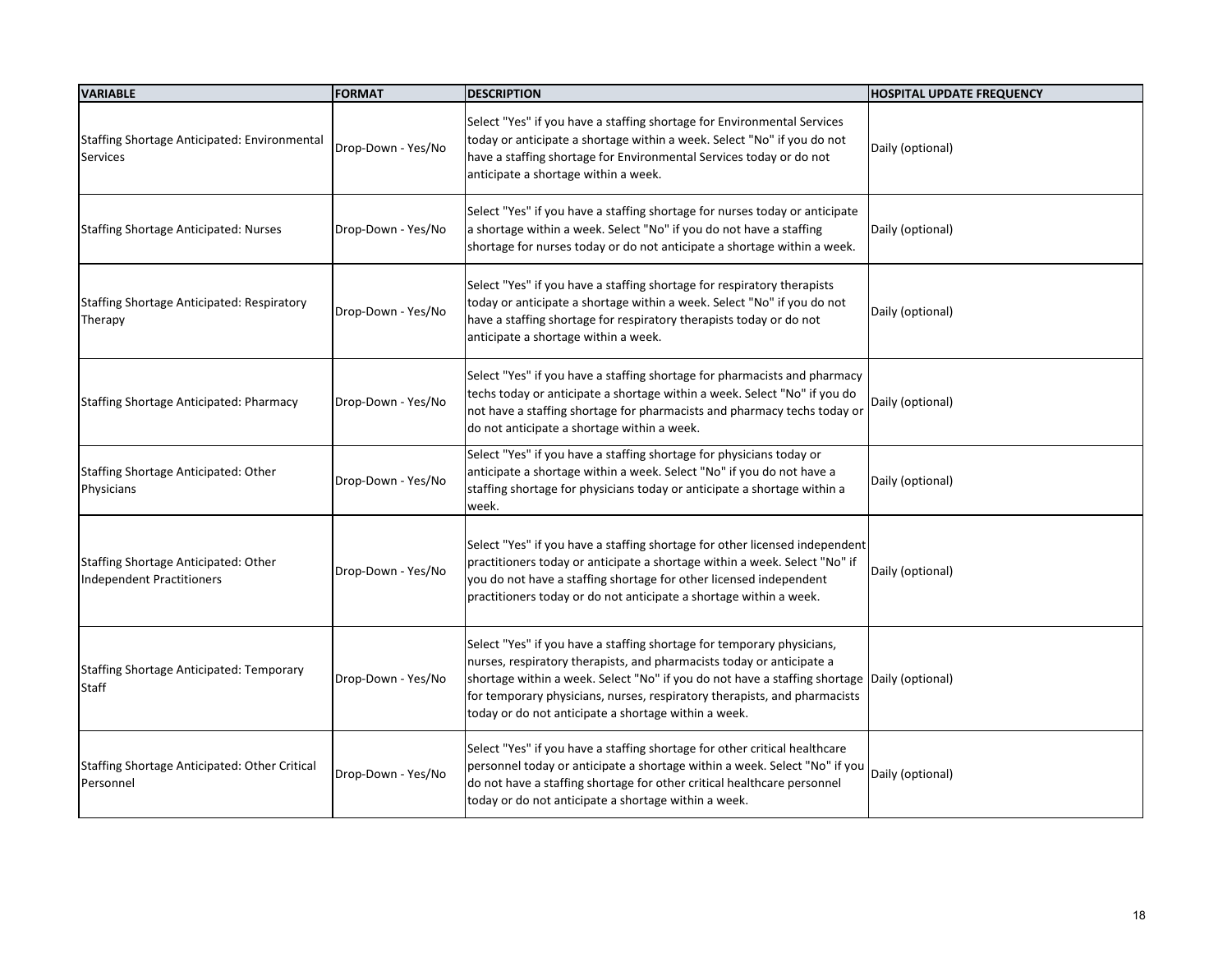| VARIABLE | FORMAT | DESCRIPTION | HOSPITAL UPDATE FREQUENCY |
|---|---|---|---|
| Staffing Shortage Anticipated: Environmental Services | Drop-Down - Yes/No | Select "Yes" if you have a staffing shortage for Environmental Services today or anticipate a shortage within a week. Select "No" if you do not have a staffing shortage for Environmental Services today or do not anticipate a shortage within a week. | Daily (optional) |
| Staffing Shortage Anticipated: Nurses | Drop-Down - Yes/No | Select "Yes" if you have a staffing shortage for nurses today or anticipate a shortage within a week. Select "No" if you do not have a staffing shortage for nurses today or do not anticipate a shortage within a week. | Daily (optional) |
| Staffing Shortage Anticipated: Respiratory Therapy | Drop-Down - Yes/No | Select "Yes" if you have a staffing shortage for respiratory therapists today or anticipate a shortage within a week. Select "No" if you do not have a staffing shortage for respiratory therapists today or do not anticipate a shortage within a week. | Daily (optional) |
| Staffing Shortage Anticipated: Pharmacy | Drop-Down - Yes/No | Select "Yes" if you have a staffing shortage for pharmacists and pharmacy techs today or anticipate a shortage within a week. Select "No" if you do not have a staffing shortage for pharmacists and pharmacy techs today or do not anticipate a shortage within a week. | Daily (optional) |
| Staffing Shortage Anticipated: Other Physicians | Drop-Down - Yes/No | Select "Yes" if you have a staffing shortage for physicians today or anticipate a shortage within a week. Select "No" if you do not have a staffing shortage for physicians today or anticipate a shortage within a week. | Daily (optional) |
| Staffing Shortage Anticipated: Other Independent Practitioners | Drop-Down - Yes/No | Select "Yes" if you have a staffing shortage for other licensed independent practitioners today or anticipate a shortage within a week. Select "No" if you do not have a staffing shortage for other licensed independent practitioners today or do not anticipate a shortage within a week. | Daily (optional) |
| Staffing Shortage Anticipated: Temporary Staff | Drop-Down - Yes/No | Select "Yes" if you have a staffing shortage for temporary physicians, nurses, respiratory therapists, and pharmacists today or anticipate a shortage within a week. Select "No" if you do not have a staffing shortage for temporary physicians, nurses, respiratory therapists, and pharmacists today or do not anticipate a shortage within a week. | Daily (optional) |
| Staffing Shortage Anticipated: Other Critical Personnel | Drop-Down - Yes/No | Select "Yes" if you have a staffing shortage for other critical healthcare personnel today or anticipate a shortage within a week. Select "No" if you do not have a staffing shortage for other critical healthcare personnel today or do not anticipate a shortage within a week. | Daily (optional) |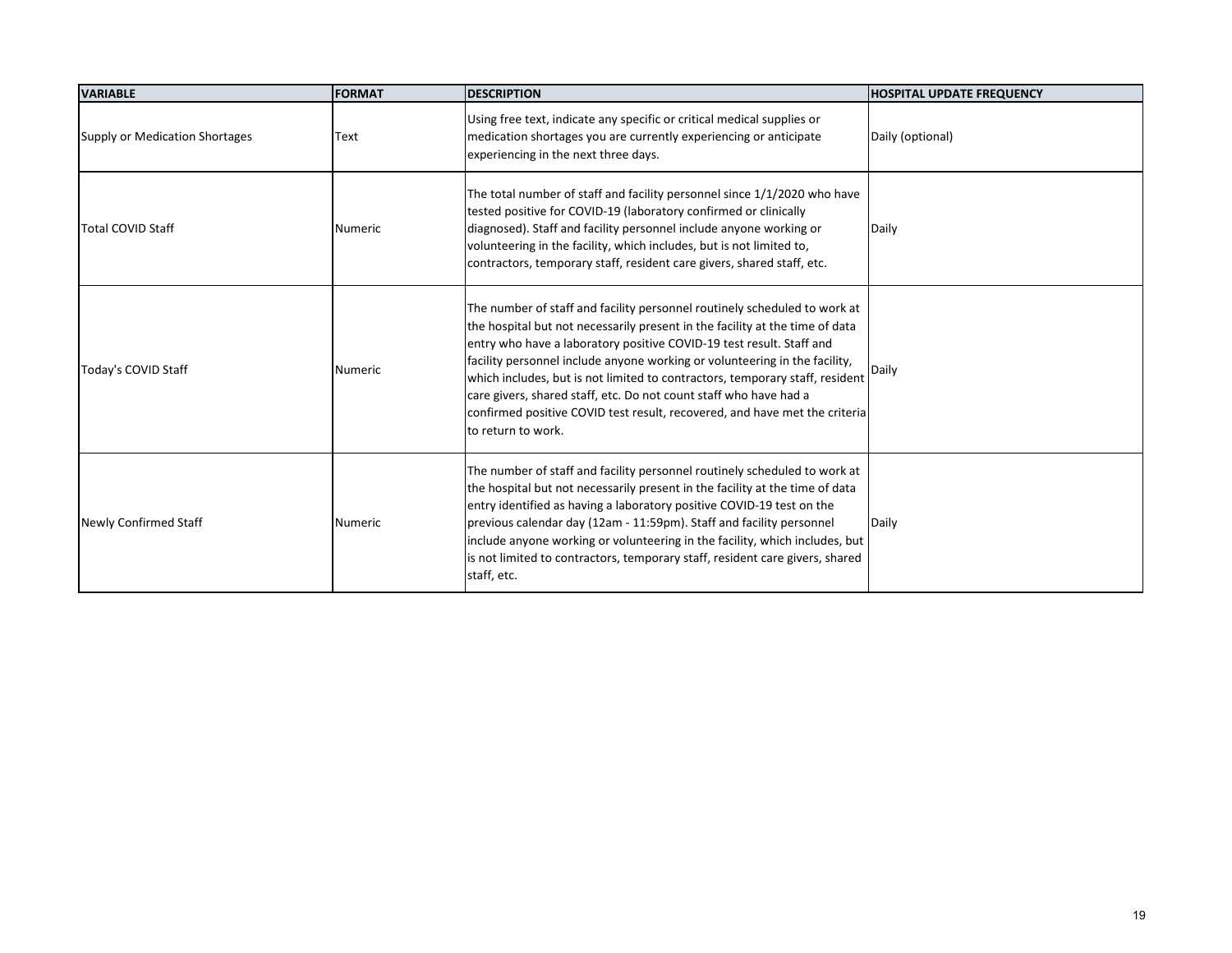| VARIABLE | FORMAT | DESCRIPTION | HOSPITAL UPDATE FREQUENCY |
|---|---|---|---|
| Supply or Medication Shortages | Text | Using free text, indicate any specific or critical medical supplies or medication shortages you are currently experiencing or anticipate experiencing in the next three days. | Daily (optional) |
| Total COVID Staff | Numeric | The total number of staff and facility personnel since 1/1/2020 who have tested positive for COVID-19 (laboratory confirmed or clinically diagnosed). Staff and facility personnel include anyone working or volunteering in the facility, which includes, but is not limited to, contractors, temporary staff, resident care givers, shared staff, etc. | Daily |
| Today's COVID Staff | Numeric | The number of staff and facility personnel routinely scheduled to work at the hospital but not necessarily present in the facility at the time of data entry who have a laboratory positive COVID-19 test result. Staff and facility personnel include anyone working or volunteering in the facility, which includes, but is not limited to contractors, temporary staff, resident care givers, shared staff, etc. Do not count staff who have had a confirmed positive COVID test result, recovered, and have met the criteria to return to work. | Daily |
| Newly Confirmed Staff | Numeric | The number of staff and facility personnel routinely scheduled to work at the hospital but not necessarily present in the facility at the time of data entry identified as having a laboratory positive COVID-19 test on the previous calendar day (12am - 11:59pm). Staff and facility personnel include anyone working or volunteering in the facility, which includes, but is not limited to contractors, temporary staff, resident care givers, shared staff, etc. | Daily |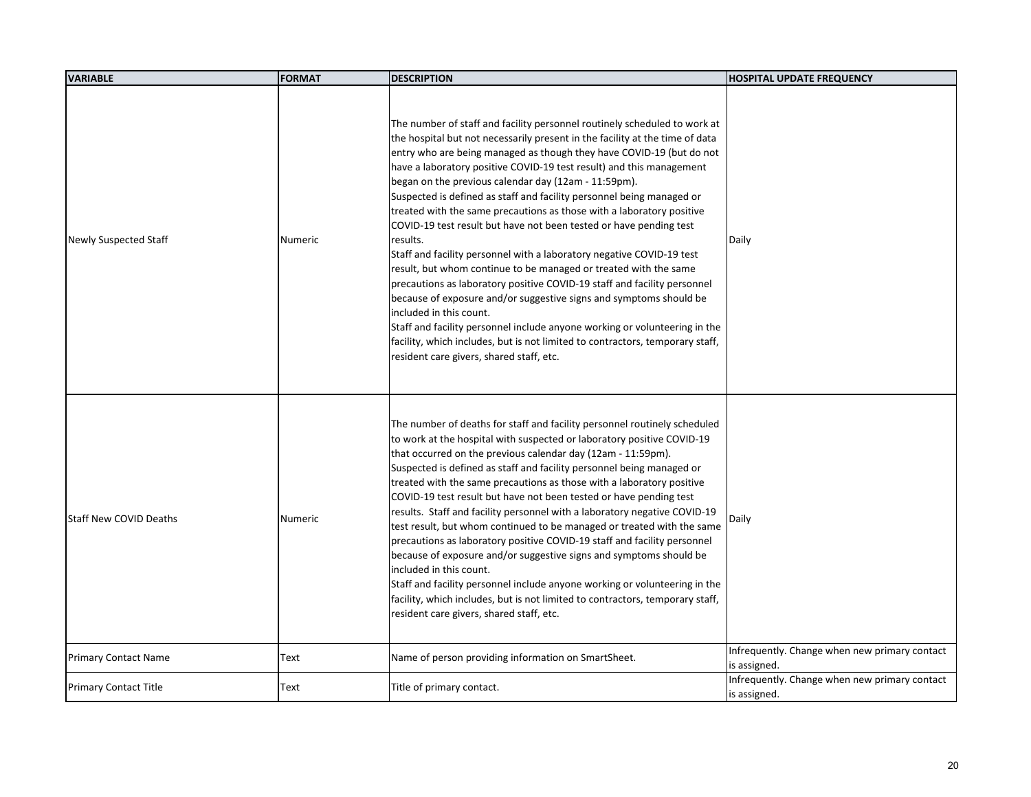| VARIABLE | FORMAT | DESCRIPTION | HOSPITAL UPDATE FREQUENCY |
|---|---|---|---|
| Newly Suspected Staff | Numeric | The number of staff and facility personnel routinely scheduled to work at the hospital but not necessarily present in the facility at the time of data entry who are being managed as though they have COVID-19 (but do not have a laboratory positive COVID-19 test result) and this management began on the previous calendar day (12am - 11:59pm).<br>Suspected is defined as staff and facility personnel being managed or treated with the same precautions as those with a laboratory positive COVID-19 test result but have not been tested or have pending test results.<br>Staff and facility personnel with a laboratory negative COVID-19 test result, but whom continue to be managed or treated with the same precautions as laboratory positive COVID-19 staff and facility personnel because of exposure and/or suggestive signs and symptoms should be included in this count.<br>Staff and facility personnel include anyone working or volunteering in the facility, which includes, but is not limited to contractors, temporary staff, resident care givers, shared staff, etc. | Daily |
| Staff New COVID Deaths | Numeric | The number of deaths for staff and facility personnel routinely scheduled to work at the hospital with suspected or laboratory positive COVID-19 that occurred on the previous calendar day (12am - 11:59pm).<br>Suspected is defined as staff and facility personnel being managed or treated with the same precautions as those with a laboratory positive COVID-19 test result but have not been tested or have pending test results. Staff and facility personnel with a laboratory negative COVID-19 test result, but whom continued to be managed or treated with the same precautions as laboratory positive COVID-19 staff and facility personnel because of exposure and/or suggestive signs and symptoms should be included in this count.<br>Staff and facility personnel include anyone working or volunteering in the facility, which includes, but is not limited to contractors, temporary staff, resident care givers, shared staff, etc. | Daily |
| Primary Contact Name | Text | Name of person providing information on SmartSheet. | Infrequently. Change when new primary contact is assigned. |
| Primary Contact Title | Text | Title of primary contact. | Infrequently. Change when new primary contact is assigned. |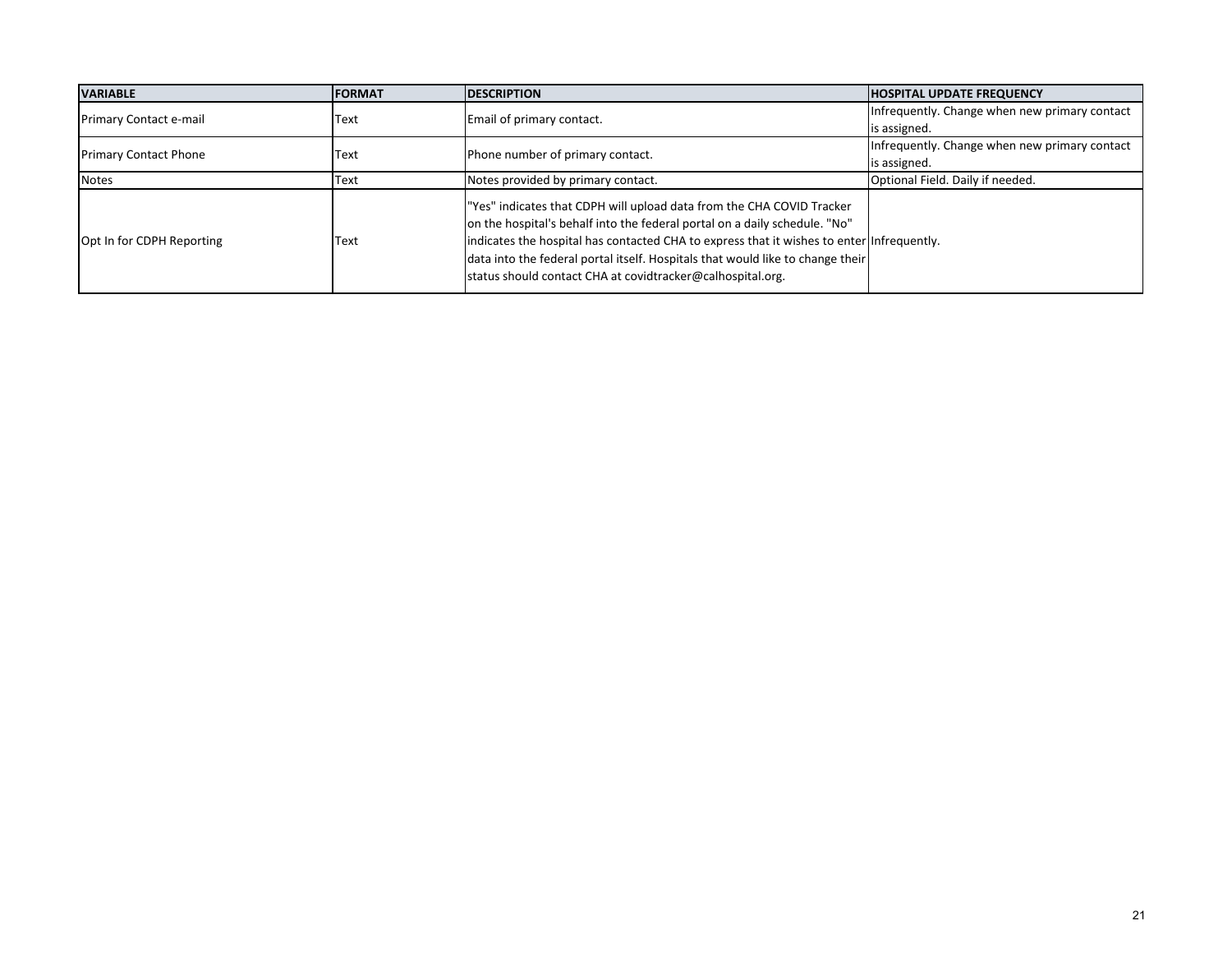| VARIABLE | FORMAT | DESCRIPTION | HOSPITAL UPDATE FREQUENCY |
| --- | --- | --- | --- |
| Primary Contact e-mail | Text | Email of primary contact. | Infrequently. Change when new primary contact is assigned. |
| Primary Contact Phone | Text | Phone number of primary contact. | Infrequently. Change when new primary contact is assigned. |
| Notes | Text | Notes provided by primary contact. | Optional Field. Daily if needed. |
| Opt In for CDPH Reporting | Text | "Yes" indicates that CDPH will upload data from the CHA COVID Tracker on the hospital's behalf into the federal portal on a daily schedule. "No" indicates the hospital has contacted CHA to express that it wishes to enter data into the federal portal itself. Hospitals that would like to change their status should contact CHA at covidtracker@calhospital.org. | Infrequently. |